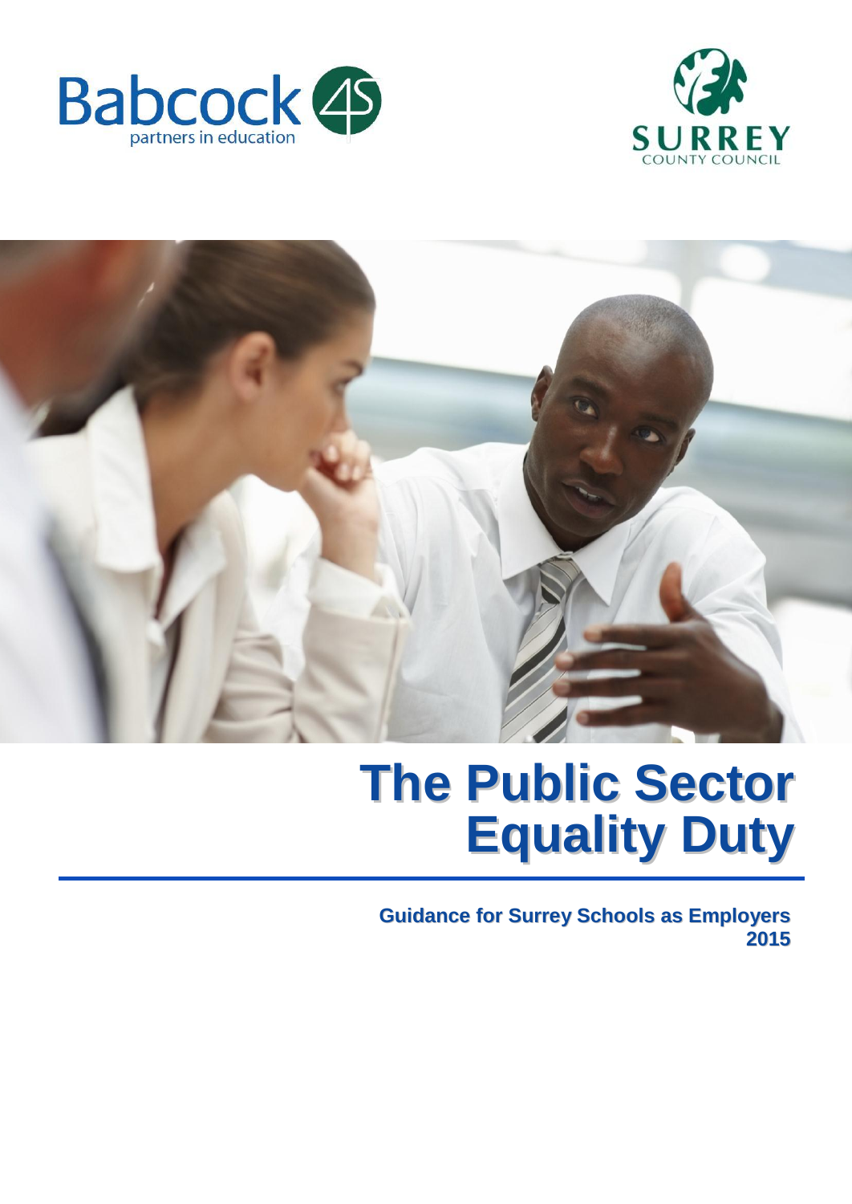Babcock 4S partners in education

SURREY COUNTY COUNCIL

# The Public Sector Equality Duty

**Guidance for Surrey Schools as Employers 2015**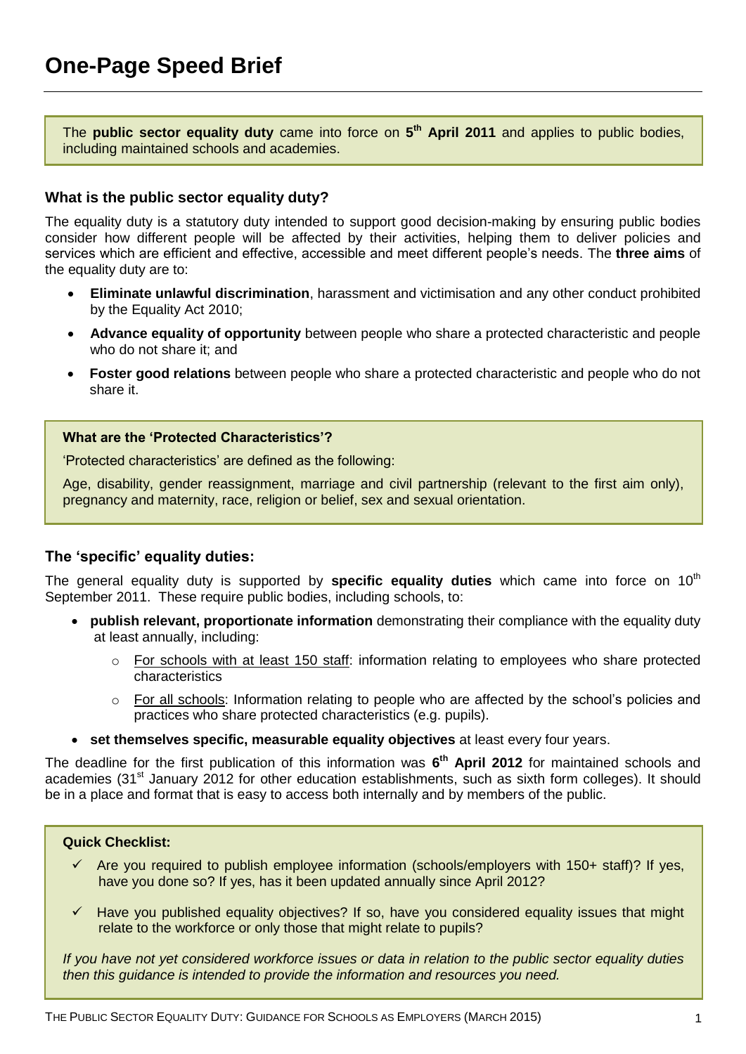# One-Page Speed Brief

The **public sector equality duty** came into force on **5th April 2011** and applies to public bodies, including maintained schools and academies.

### What is the public sector equality duty?

The equality duty is a statutory duty intended to support good decision-making by ensuring public bodies consider how different people will be affected by their activities, helping them to deliver policies and services which are efficient and effective, accessible and meet different people's needs. The **three aims** of the equality duty are to:

- **Eliminate unlawful discrimination**, harassment and victimisation and any other conduct prohibited by the Equality Act 2010;
- **Advance equality of opportunity** between people who share a protected characteristic and people who do not share it; and
- **Foster good relations** between people who share a protected characteristic and people who do not share it.

**What are the 'Protected Characteristics'?**

'Protected characteristics' are defined as the following:

Age, disability, gender reassignment, marriage and civil partnership (relevant to the first aim only), pregnancy and maternity, race, religion or belief, sex and sexual orientation.

### The 'specific' equality duties:

The general equality duty is supported by **specific equality duties** which came into force on 10th September 2011. These require public bodies, including schools, to:

- **publish relevant, proportionate information** demonstrating their compliance with the equality duty at least annually, including:
  - For schools with at least 150 staff: information relating to employees who share protected characteristics
  - For all schools: Information relating to people who are affected by the school's policies and practices who share protected characteristics (e.g. pupils).
- **set themselves specific, measurable equality objectives** at least every four years.

The deadline for the first publication of this information was **6th April 2012** for maintained schools and academies (31st January 2012 for other education establishments, such as sixth form colleges). It should be in a place and format that is easy to access both internally and by members of the public.

**Quick Checklist:**

- ✓ Are you required to publish employee information (schools/employers with 150+ staff)? If yes, have you done so? If yes, has it been updated annually since April 2012?
- ✓ Have you published equality objectives? If so, have you considered equality issues that might relate to the workforce or only those that might relate to pupils?

*If you have not yet considered workforce issues or data in relation to the public sector equality duties then this guidance is intended to provide the information and resources you need.*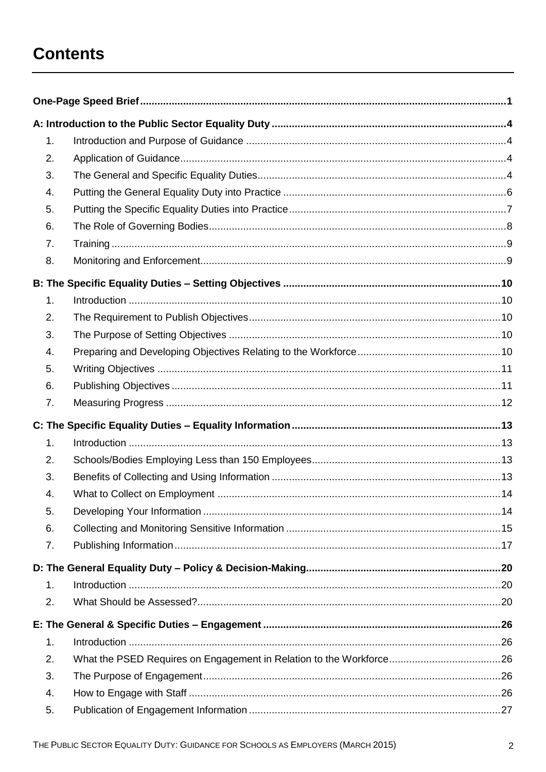# Contents

**One-Page Speed Brief** 1

**A: Introduction to the Public Sector Equality Duty** 4

1. Introduction and Purpose of Guidance 4
2. Application of Guidance 4
3. The General and Specific Equality Duties 4
4. Putting the General Equality Duty into Practice 6
5. Putting the Specific Equality Duties into Practice 7
6. The Role of Governing Bodies 8
7. Training 9
8. Monitoring and Enforcement 9

**B: The Specific Equality Duties – Setting Objectives** 10

1. Introduction 10
2. The Requirement to Publish Objectives 10
3. The Purpose of Setting Objectives 10
4. Preparing and Developing Objectives Relating to the Workforce 10
5. Writing Objectives 11
6. Publishing Objectives 11
7. Measuring Progress 12

**C: The Specific Equality Duties – Equality Information** 13

1. Introduction 13
2. Schools/Bodies Employing Less than 150 Employees 13
3. Benefits of Collecting and Using Information 13
4. What to Collect on Employment 14
5. Developing Your Information 14
6. Collecting and Monitoring Sensitive Information 15
7. Publishing Information 17

**D: The General Equality Duty – Policy & Decision-Making** 20

1. Introduction 20
2. What Should be Assessed? 20

**E: The General & Specific Duties – Engagement** 26

1. Introduction 26
2. What the PSED Requires on Engagement in Relation to the Workforce 26
3. The Purpose of Engagement 26
4. How to Engage with Staff 26
5. Publication of Engagement Information 27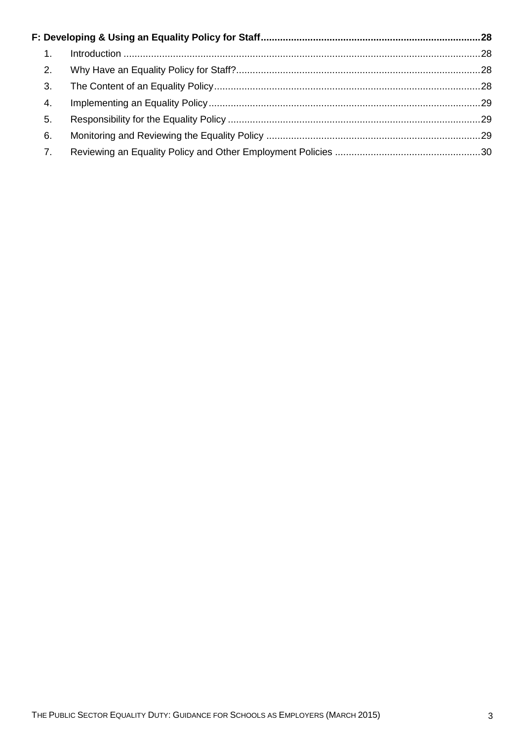**F: Developing & Using an Equality Policy for Staff** .......... **28**

1. Introduction .......... 28
2. Why Have an Equality Policy for Staff? .......... 28
3. The Content of an Equality Policy .......... 28
4. Implementing an Equality Policy .......... 29
5. Responsibility for the Equality Policy .......... 29
6. Monitoring and Reviewing the Equality Policy .......... 29
7. Reviewing an Equality Policy and Other Employment Policies .......... 30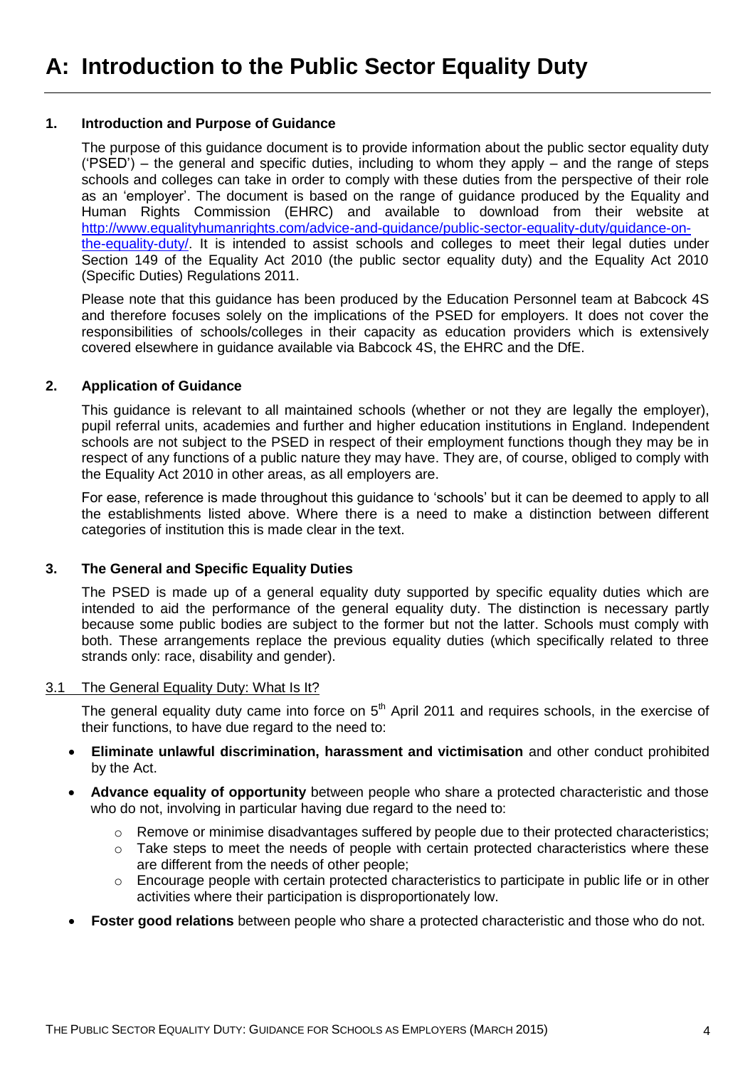# A: Introduction to the Public Sector Equality Duty

### 1. Introduction and Purpose of Guidance

The purpose of this guidance document is to provide information about the public sector equality duty ('PSED') – the general and specific duties, including to whom they apply – and the range of steps schools and colleges can take in order to comply with these duties from the perspective of their role as an 'employer'. The document is based on the range of guidance produced by the Equality and Human Rights Commission (EHRC) and available to download from their website at http://www.equalityhumanrights.com/advice-and-guidance/public-sector-equality-duty/guidance-on-the-equality-duty/. It is intended to assist schools and colleges to meet their legal duties under Section 149 of the Equality Act 2010 (the public sector equality duty) and the Equality Act 2010 (Specific Duties) Regulations 2011.

Please note that this guidance has been produced by the Education Personnel team at Babcock 4S and therefore focuses solely on the implications of the PSED for employers. It does not cover the responsibilities of schools/colleges in their capacity as education providers which is extensively covered elsewhere in guidance available via Babcock 4S, the EHRC and the DfE.

### 2. Application of Guidance

This guidance is relevant to all maintained schools (whether or not they are legally the employer), pupil referral units, academies and further and higher education institutions in England. Independent schools are not subject to the PSED in respect of their employment functions though they may be in respect of any functions of a public nature they may have. They are, of course, obliged to comply with the Equality Act 2010 in other areas, as all employers are.

For ease, reference is made throughout this guidance to 'schools' but it can be deemed to apply to all the establishments listed above. Where there is a need to make a distinction between different categories of institution this is made clear in the text.

### 3. The General and Specific Equality Duties

The PSED is made up of a general equality duty supported by specific equality duties which are intended to aid the performance of the general equality duty. The distinction is necessary partly because some public bodies are subject to the former but not the latter. Schools must comply with both. These arrangements replace the previous equality duties (which specifically related to three strands only: race, disability and gender).

#### 3.1 The General Equality Duty: What Is It?

The general equality duty came into force on 5th April 2011 and requires schools, in the exercise of their functions, to have due regard to the need to:

- **Eliminate unlawful discrimination, harassment and victimisation** and other conduct prohibited by the Act.
- **Advance equality of opportunity** between people who share a protected characteristic and those who do not, involving in particular having due regard to the need to:
  - Remove or minimise disadvantages suffered by people due to their protected characteristics;
  - Take steps to meet the needs of people with certain protected characteristics where these are different from the needs of other people;
  - Encourage people with certain protected characteristics to participate in public life or in other activities where their participation is disproportionately low.
- **Foster good relations** between people who share a protected characteristic and those who do not.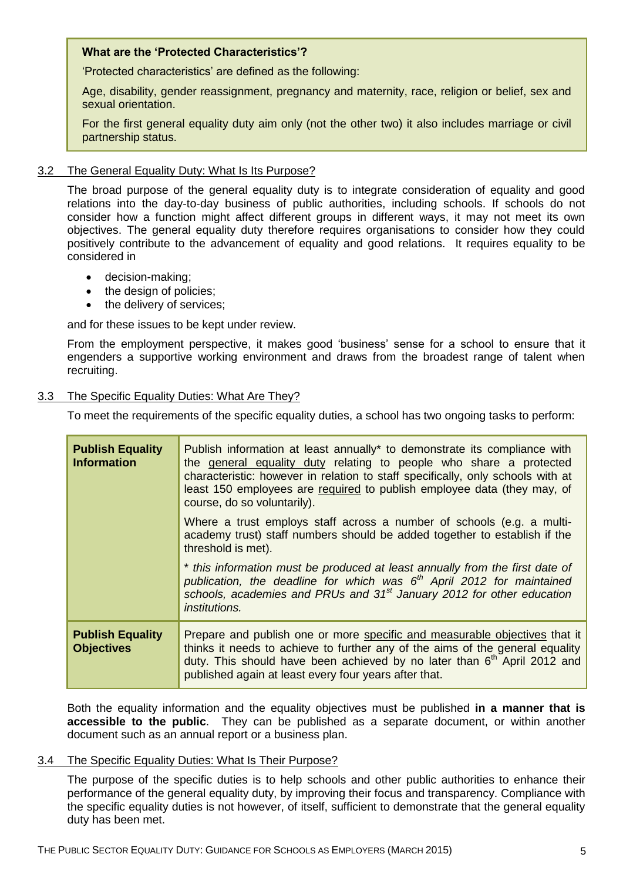**What are the 'Protected Characteristics'?**

'Protected characteristics' are defined as the following:

Age, disability, gender reassignment, pregnancy and maternity, race, religion or belief, sex and sexual orientation.

For the first general equality duty aim only (not the other two) it also includes marriage or civil partnership status.

### 3.2 The General Equality Duty: What Is Its Purpose?

The broad purpose of the general equality duty is to integrate consideration of equality and good relations into the day-to-day business of public authorities, including schools. If schools do not consider how a function might affect different groups in different ways, it may not meet its own objectives. The general equality duty therefore requires organisations to consider how they could positively contribute to the advancement of equality and good relations. It requires equality to be considered in

- decision-making;
- the design of policies;
- the delivery of services;

and for these issues to be kept under review.

From the employment perspective, it makes good 'business' sense for a school to ensure that it engenders a supportive working environment and draws from the broadest range of talent when recruiting.

### 3.3 The Specific Equality Duties: What Are They?

To meet the requirements of the specific equality duties, a school has two ongoing tasks to perform:

| | |
|---|---|
| **Publish Equality Information** | Publish information at least annually* to demonstrate its compliance with the general equality duty relating to people who share a protected characteristic: however in relation to staff specifically, only schools with at least 150 employees are required to publish employee data (they may, of course, do so voluntarily).<br><br>Where a trust employs staff across a number of schools (e.g. a multi-academy trust) staff numbers should be added together to establish if the threshold is met).<br><br>* *this information must be produced at least annually from the first date of publication, the deadline for which was 6th April 2012 for maintained schools, academies and PRUs and 31st January 2012 for other education institutions.* |
| **Publish Equality Objectives** | Prepare and publish one or more specific and measurable objectives that it thinks it needs to achieve to further any of the aims of the general equality duty. This should have been achieved by no later than 6th April 2012 and published again at least every four years after that. |

Both the equality information and the equality objectives must be published **in a manner that is accessible to the public**. They can be published as a separate document, or within another document such as an annual report or a business plan.

### 3.4 The Specific Equality Duties: What Is Their Purpose?

The purpose of the specific duties is to help schools and other public authorities to enhance their performance of the general equality duty, by improving their focus and transparency. Compliance with the specific equality duties is not however, of itself, sufficient to demonstrate that the general equality duty has been met.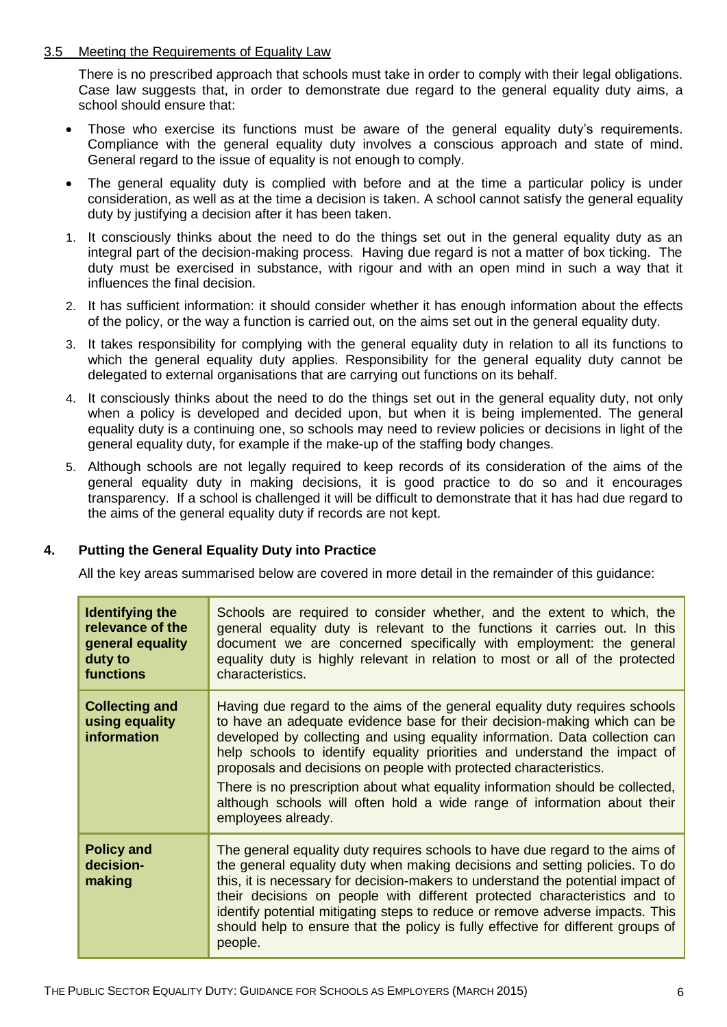### 3.5 Meeting the Requirements of Equality Law

There is no prescribed approach that schools must take in order to comply with their legal obligations. Case law suggests that, in order to demonstrate due regard to the general equality duty aims, a school should ensure that:

- Those who exercise its functions must be aware of the general equality duty's requirements. Compliance with the general equality duty involves a conscious approach and state of mind. General regard to the issue of equality is not enough to comply.
- The general equality duty is complied with before and at the time a particular policy is under consideration, as well as at the time a decision is taken. A school cannot satisfy the general equality duty by justifying a decision after it has been taken.

1. It consciously thinks about the need to do the things set out in the general equality duty as an integral part of the decision-making process. Having due regard is not a matter of box ticking. The duty must be exercised in substance, with rigour and with an open mind in such a way that it influences the final decision.
2. It has sufficient information: it should consider whether it has enough information about the effects of the policy, or the way a function is carried out, on the aims set out in the general equality duty.
3. It takes responsibility for complying with the general equality duty in relation to all its functions to which the general equality duty applies. Responsibility for the general equality duty cannot be delegated to external organisations that are carrying out functions on its behalf.
4. It consciously thinks about the need to do the things set out in the general equality duty, not only when a policy is developed and decided upon, but when it is being implemented. The general equality duty is a continuing one, so schools may need to review policies or decisions in light of the general equality duty, for example if the make-up of the staffing body changes.
5. Although schools are not legally required to keep records of its consideration of the aims of the general equality duty in making decisions, it is good practice to do so and it encourages transparency. If a school is challenged it will be difficult to demonstrate that it has had due regard to the aims of the general equality duty if records are not kept.

## 4. Putting the General Equality Duty into Practice

All the key areas summarised below are covered in more detail in the remainder of this guidance:

| | |
|---|---|
| **Identifying the relevance of the general equality duty to functions** | Schools are required to consider whether, and the extent to which, the general equality duty is relevant to the functions it carries out. In this document we are concerned specifically with employment: the general equality duty is highly relevant in relation to most or all of the protected characteristics. |
| **Collecting and using equality information** | Having due regard to the aims of the general equality duty requires schools to have an adequate evidence base for their decision-making which can be developed by collecting and using equality information. Data collection can help schools to identify equality priorities and understand the impact of proposals and decisions on people with protected characteristics.<br><br>There is no prescription about what equality information should be collected, although schools will often hold a wide range of information about their employees already. |
| **Policy and decision-making** | The general equality duty requires schools to have due regard to the aims of the general equality duty when making decisions and setting policies. To do this, it is necessary for decision-makers to understand the potential impact of their decisions on people with different protected characteristics and to identify potential mitigating steps to reduce or remove adverse impacts. This should help to ensure that the policy is fully effective for different groups of people. |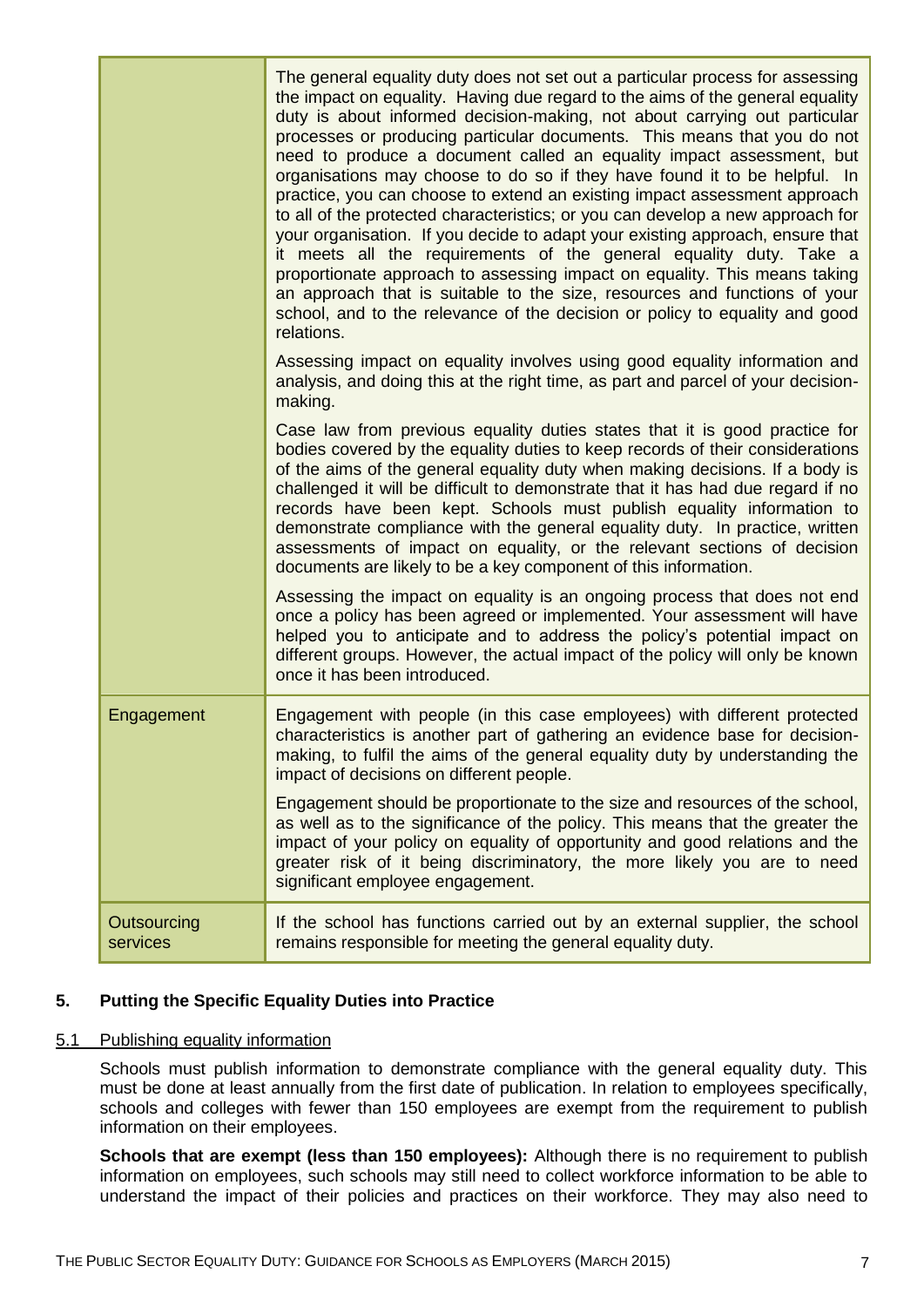| | |
|---|---|
| | The general equality duty does not set out a particular process for assessing the impact on equality. Having due regard to the aims of the general equality duty is about informed decision-making, not about carrying out particular processes or producing particular documents. This means that you do not need to produce a document called an equality impact assessment, but organisations may choose to do so if they have found it to be helpful. In practice, you can choose to extend an existing impact assessment approach to all of the protected characteristics; or you can develop a new approach for your organisation. If you decide to adapt your existing approach, ensure that it meets all the requirements of the general equality duty. Take a proportionate approach to assessing impact on equality. This means taking an approach that is suitable to the size, resources and functions of your school, and to the relevance of the decision or policy to equality and good relations.<br><br>Assessing impact on equality involves using good equality information and analysis, and doing this at the right time, as part and parcel of your decision-making.<br><br>Case law from previous equality duties states that it is good practice for bodies covered by the equality duties to keep records of their considerations of the aims of the general equality duty when making decisions. If a body is challenged it will be difficult to demonstrate that it has had due regard if no records have been kept. Schools must publish equality information to demonstrate compliance with the general equality duty. In practice, written assessments of impact on equality, or the relevant sections of decision documents are likely to be a key component of this information.<br><br>Assessing the impact on equality is an ongoing process that does not end once a policy has been agreed or implemented. Your assessment will have helped you to anticipate and to address the policy's potential impact on different groups. However, the actual impact of the policy will only be known once it has been introduced. |
| Engagement | Engagement with people (in this case employees) with different protected characteristics is another part of gathering an evidence base for decision-making, to fulfil the aims of the general equality duty by understanding the impact of decisions on different people.<br><br>Engagement should be proportionate to the size and resources of the school, as well as to the significance of the policy. This means that the greater the impact of your policy on equality of opportunity and good relations and the greater risk of it being discriminatory, the more likely you are to need significant employee engagement. |
| Outsourcing services | If the school has functions carried out by an external supplier, the school remains responsible for meeting the general equality duty. |

## 5. Putting the Specific Equality Duties into Practice

### 5.1 Publishing equality information

Schools must publish information to demonstrate compliance with the general equality duty. This must be done at least annually from the first date of publication. In relation to employees specifically, schools and colleges with fewer than 150 employees are exempt from the requirement to publish information on their employees.

**Schools that are exempt (less than 150 employees):** Although there is no requirement to publish information on employees, such schools may still need to collect workforce information to be able to understand the impact of their policies and practices on their workforce. They may also need to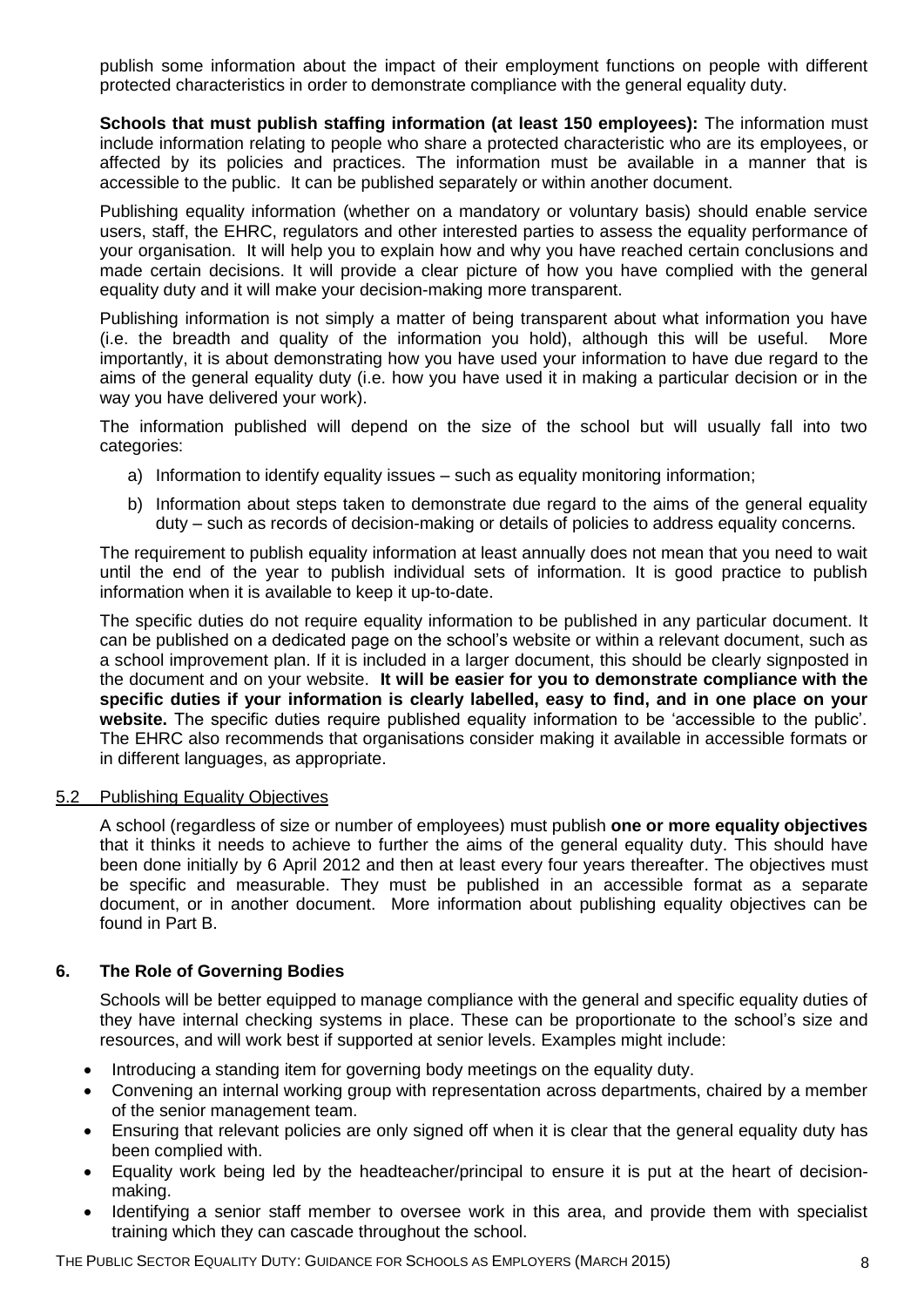publish some information about the impact of their employment functions on people with different protected characteristics in order to demonstrate compliance with the general equality duty.

**Schools that must publish staffing information (at least 150 employees):** The information must include information relating to people who share a protected characteristic who are its employees, or affected by its policies and practices. The information must be available in a manner that is accessible to the public. It can be published separately or within another document.

Publishing equality information (whether on a mandatory or voluntary basis) should enable service users, staff, the EHRC, regulators and other interested parties to assess the equality performance of your organisation. It will help you to explain how and why you have reached certain conclusions and made certain decisions. It will provide a clear picture of how you have complied with the general equality duty and it will make your decision-making more transparent.

Publishing information is not simply a matter of being transparent about what information you have (i.e. the breadth and quality of the information you hold), although this will be useful. More importantly, it is about demonstrating how you have used your information to have due regard to the aims of the general equality duty (i.e. how you have used it in making a particular decision or in the way you have delivered your work).

The information published will depend on the size of the school but will usually fall into two categories:

a) Information to identify equality issues – such as equality monitoring information;

b) Information about steps taken to demonstrate due regard to the aims of the general equality duty – such as records of decision-making or details of policies to address equality concerns.

The requirement to publish equality information at least annually does not mean that you need to wait until the end of the year to publish individual sets of information. It is good practice to publish information when it is available to keep it up-to-date.

The specific duties do not require equality information to be published in any particular document. It can be published on a dedicated page on the school's website or within a relevant document, such as a school improvement plan. If it is included in a larger document, this should be clearly signposted in the document and on your website. **It will be easier for you to demonstrate compliance with the specific duties if your information is clearly labelled, easy to find, and in one place on your website.** The specific duties require published equality information to be 'accessible to the public'. The EHRC also recommends that organisations consider making it available in accessible formats or in different languages, as appropriate.

### 5.2 Publishing Equality Objectives

A school (regardless of size or number of employees) must publish **one or more equality objectives** that it thinks it needs to achieve to further the aims of the general equality duty. This should have been done initially by 6 April 2012 and then at least every four years thereafter. The objectives must be specific and measurable. They must be published in an accessible format as a separate document, or in another document. More information about publishing equality objectives can be found in Part B.

## 6. The Role of Governing Bodies

Schools will be better equipped to manage compliance with the general and specific equality duties of they have internal checking systems in place. These can be proportionate to the school's size and resources, and will work best if supported at senior levels. Examples might include:

- Introducing a standing item for governing body meetings on the equality duty.
- Convening an internal working group with representation across departments, chaired by a member of the senior management team.
- Ensuring that relevant policies are only signed off when it is clear that the general equality duty has been complied with.
- Equality work being led by the headteacher/principal to ensure it is put at the heart of decision-making.
- Identifying a senior staff member to oversee work in this area, and provide them with specialist training which they can cascade throughout the school.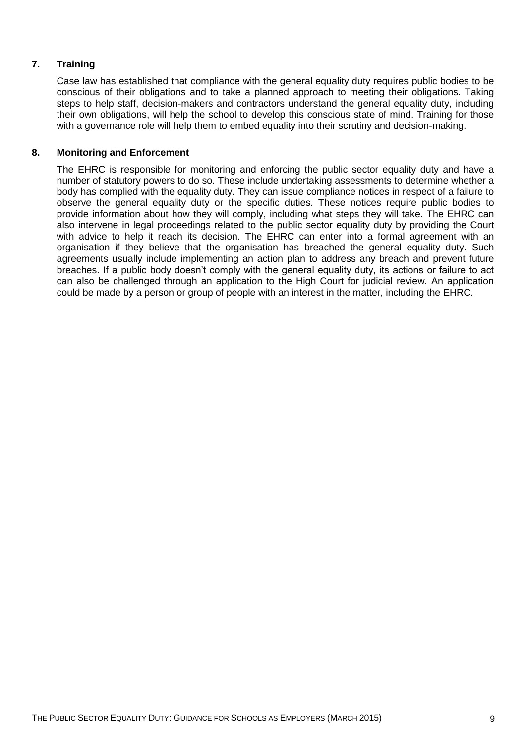## 7. Training

Case law has established that compliance with the general equality duty requires public bodies to be conscious of their obligations and to take a planned approach to meeting their obligations. Taking steps to help staff, decision-makers and contractors understand the general equality duty, including their own obligations, will help the school to develop this conscious state of mind. Training for those with a governance role will help them to embed equality into their scrutiny and decision-making.

## 8. Monitoring and Enforcement

The EHRC is responsible for monitoring and enforcing the public sector equality duty and have a number of statutory powers to do so. These include undertaking assessments to determine whether a body has complied with the equality duty. They can issue compliance notices in respect of a failure to observe the general equality duty or the specific duties. These notices require public bodies to provide information about how they will comply, including what steps they will take. The EHRC can also intervene in legal proceedings related to the public sector equality duty by providing the Court with advice to help it reach its decision. The EHRC can enter into a formal agreement with an organisation if they believe that the organisation has breached the general equality duty. Such agreements usually include implementing an action plan to address any breach and prevent future breaches. If a public body doesn't comply with the general equality duty, its actions or failure to act can also be challenged through an application to the High Court for judicial review. An application could be made by a person or group of people with an interest in the matter, including the EHRC.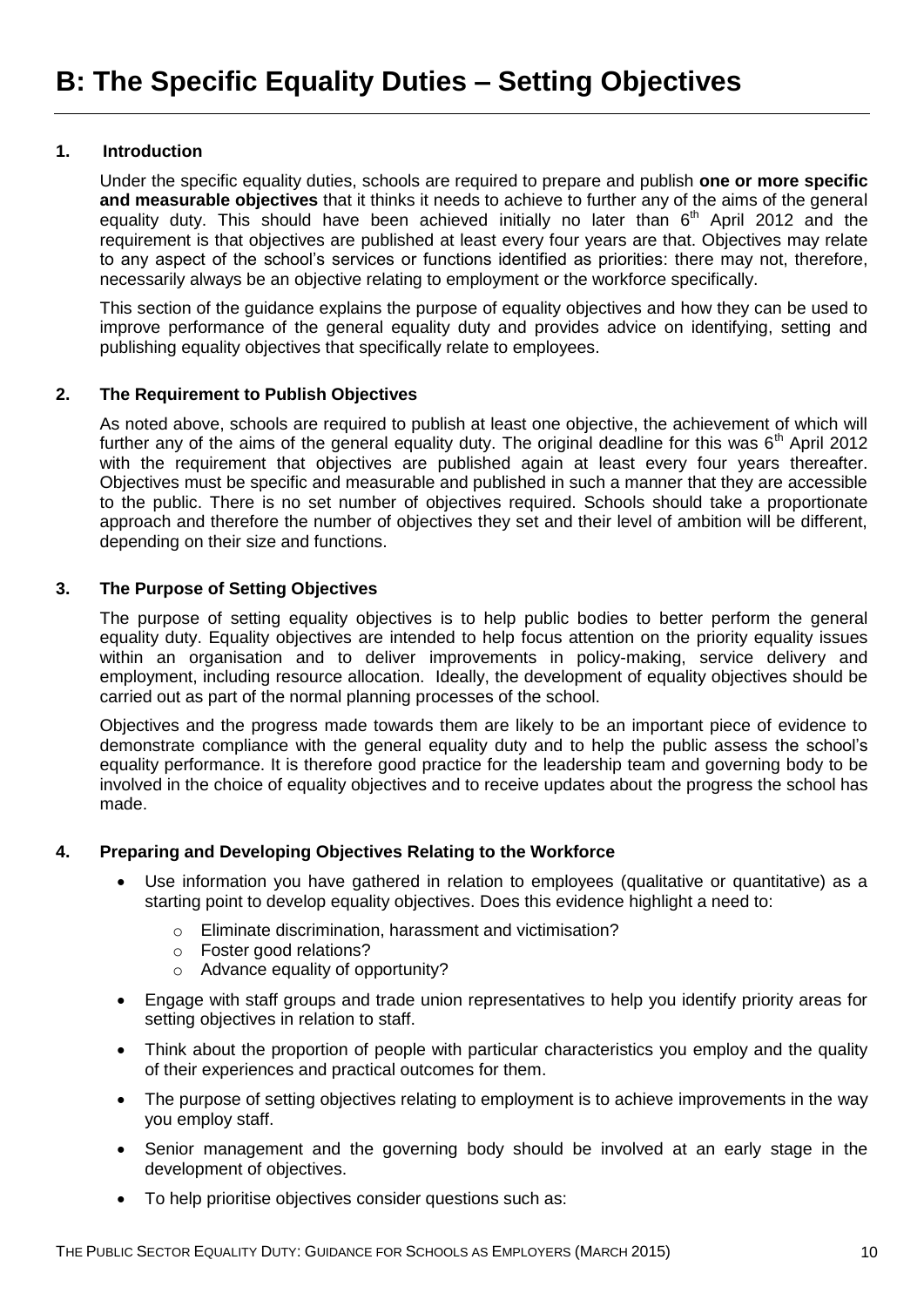# B: The Specific Equality Duties – Setting Objectives

## 1. Introduction

Under the specific equality duties, schools are required to prepare and publish **one or more specific and measurable objectives** that it thinks it needs to achieve to further any of the aims of the general equality duty. This should have been achieved initially no later than 6th April 2012 and the requirement is that objectives are published at least every four years are that. Objectives may relate to any aspect of the school's services or functions identified as priorities: there may not, therefore, necessarily always be an objective relating to employment or the workforce specifically.

This section of the guidance explains the purpose of equality objectives and how they can be used to improve performance of the general equality duty and provides advice on identifying, setting and publishing equality objectives that specifically relate to employees.

## 2. The Requirement to Publish Objectives

As noted above, schools are required to publish at least one objective, the achievement of which will further any of the aims of the general equality duty. The original deadline for this was 6th April 2012 with the requirement that objectives are published again at least every four years thereafter. Objectives must be specific and measurable and published in such a manner that they are accessible to the public. There is no set number of objectives required. Schools should take a proportionate approach and therefore the number of objectives they set and their level of ambition will be different, depending on their size and functions.

## 3. The Purpose of Setting Objectives

The purpose of setting equality objectives is to help public bodies to better perform the general equality duty. Equality objectives are intended to help focus attention on the priority equality issues within an organisation and to deliver improvements in policy-making, service delivery and employment, including resource allocation. Ideally, the development of equality objectives should be carried out as part of the normal planning processes of the school.

Objectives and the progress made towards them are likely to be an important piece of evidence to demonstrate compliance with the general equality duty and to help the public assess the school's equality performance. It is therefore good practice for the leadership team and governing body to be involved in the choice of equality objectives and to receive updates about the progress the school has made.

## 4. Preparing and Developing Objectives Relating to the Workforce

- Use information you have gathered in relation to employees (qualitative or quantitative) as a starting point to develop equality objectives. Does this evidence highlight a need to:
  - Eliminate discrimination, harassment and victimisation?
  - Foster good relations?
  - Advance equality of opportunity?
- Engage with staff groups and trade union representatives to help you identify priority areas for setting objectives in relation to staff.
- Think about the proportion of people with particular characteristics you employ and the quality of their experiences and practical outcomes for them.
- The purpose of setting objectives relating to employment is to achieve improvements in the way you employ staff.
- Senior management and the governing body should be involved at an early stage in the development of objectives.
- To help prioritise objectives consider questions such as: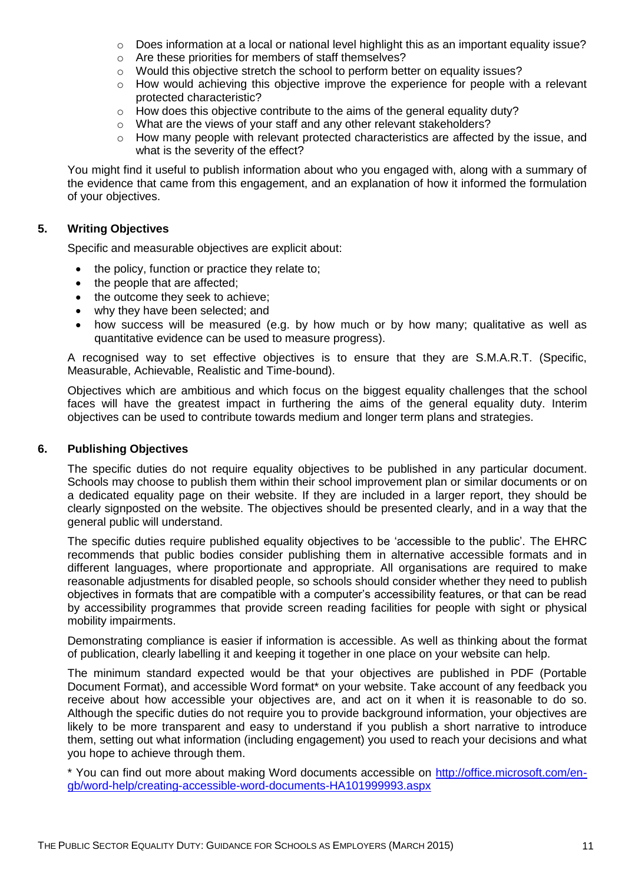- Does information at a local or national level highlight this as an important equality issue?
- Are these priorities for members of staff themselves?
- Would this objective stretch the school to perform better on equality issues?
- How would achieving this objective improve the experience for people with a relevant protected characteristic?
- How does this objective contribute to the aims of the general equality duty?
- What are the views of your staff and any other relevant stakeholders?
- How many people with relevant protected characteristics are affected by the issue, and what is the severity of the effect?

You might find it useful to publish information about who you engaged with, along with a summary of the evidence that came from this engagement, and an explanation of how it informed the formulation of your objectives.

## 5. Writing Objectives

Specific and measurable objectives are explicit about:

- the policy, function or practice they relate to;
- the people that are affected;
- the outcome they seek to achieve;
- why they have been selected; and
- how success will be measured (e.g. by how much or by how many; qualitative as well as quantitative evidence can be used to measure progress).

A recognised way to set effective objectives is to ensure that they are S.M.A.R.T. (Specific, Measurable, Achievable, Realistic and Time-bound).

Objectives which are ambitious and which focus on the biggest equality challenges that the school faces will have the greatest impact in furthering the aims of the general equality duty. Interim objectives can be used to contribute towards medium and longer term plans and strategies.

## 6. Publishing Objectives

The specific duties do not require equality objectives to be published in any particular document. Schools may choose to publish them within their school improvement plan or similar documents or on a dedicated equality page on their website. If they are included in a larger report, they should be clearly signposted on the website. The objectives should be presented clearly, and in a way that the general public will understand.

The specific duties require published equality objectives to be 'accessible to the public'. The EHRC recommends that public bodies consider publishing them in alternative accessible formats and in different languages, where proportionate and appropriate. All organisations are required to make reasonable adjustments for disabled people, so schools should consider whether they need to publish objectives in formats that are compatible with a computer's accessibility features, or that can be read by accessibility programmes that provide screen reading facilities for people with sight or physical mobility impairments.

Demonstrating compliance is easier if information is accessible. As well as thinking about the format of publication, clearly labelling it and keeping it together in one place on your website can help.

The minimum standard expected would be that your objectives are published in PDF (Portable Document Format), and accessible Word format* on your website. Take account of any feedback you receive about how accessible your objectives are, and act on it when it is reasonable to do so. Although the specific duties do not require you to provide background information, your objectives are likely to be more transparent and easy to understand if you publish a short narrative to introduce them, setting out what information (including engagement) you used to reach your decisions and what you hope to achieve through them.

* You can find out more about making Word documents accessible on http://office.microsoft.com/en-gb/word-help/creating-accessible-word-documents-HA101999993.aspx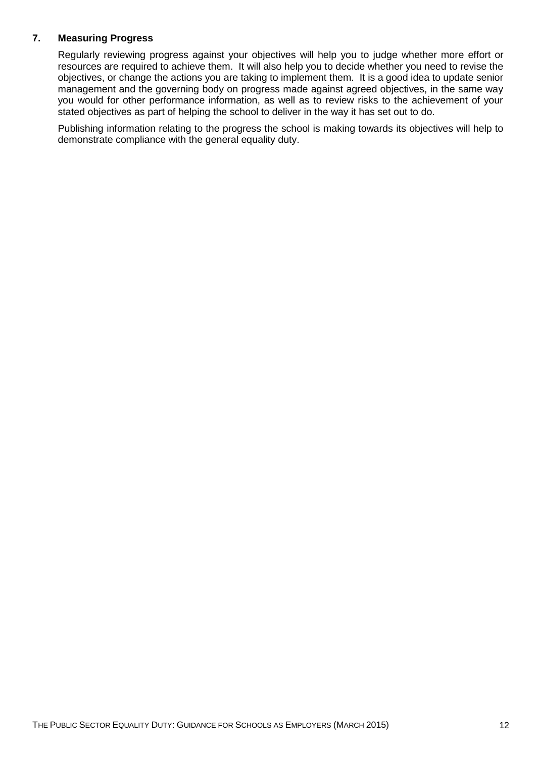## 7. Measuring Progress

Regularly reviewing progress against your objectives will help you to judge whether more effort or resources are required to achieve them. It will also help you to decide whether you need to revise the objectives, or change the actions you are taking to implement them. It is a good idea to update senior management and the governing body on progress made against agreed objectives, in the same way you would for other performance information, as well as to review risks to the achievement of your stated objectives as part of helping the school to deliver in the way it has set out to do.

Publishing information relating to the progress the school is making towards its objectives will help to demonstrate compliance with the general equality duty.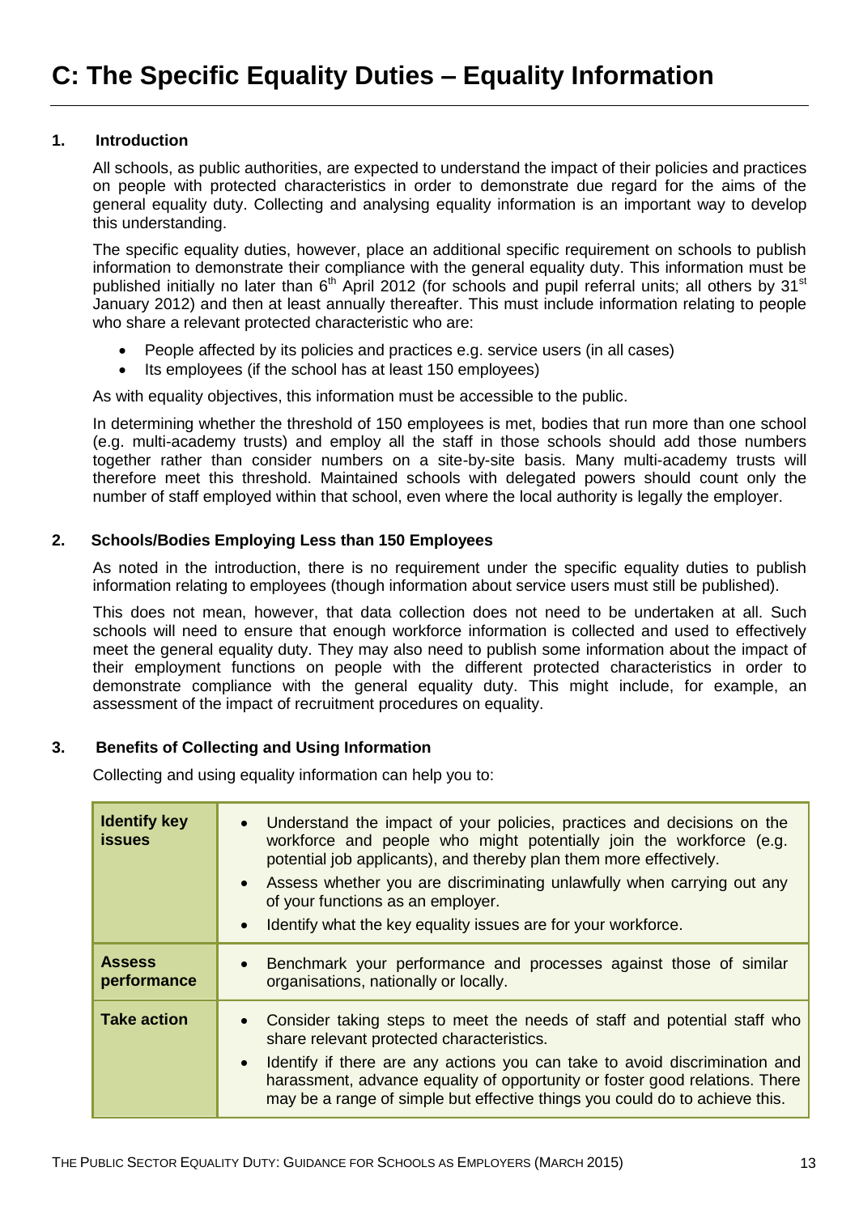# C: The Specific Equality Duties – Equality Information

## 1. Introduction

All schools, as public authorities, are expected to understand the impact of their policies and practices on people with protected characteristics in order to demonstrate due regard for the aims of the general equality duty. Collecting and analysing equality information is an important way to develop this understanding.

The specific equality duties, however, place an additional specific requirement on schools to publish information to demonstrate their compliance with the general equality duty. This information must be published initially no later than 6th April 2012 (for schools and pupil referral units; all others by 31st January 2012) and then at least annually thereafter. This must include information relating to people who share a relevant protected characteristic who are:

- People affected by its policies and practices e.g. service users (in all cases)
- Its employees (if the school has at least 150 employees)

As with equality objectives, this information must be accessible to the public.

In determining whether the threshold of 150 employees is met, bodies that run more than one school (e.g. multi-academy trusts) and employ all the staff in those schools should add those numbers together rather than consider numbers on a site-by-site basis. Many multi-academy trusts will therefore meet this threshold. Maintained schools with delegated powers should count only the number of staff employed within that school, even where the local authority is legally the employer.

## 2. Schools/Bodies Employing Less than 150 Employees

As noted in the introduction, there is no requirement under the specific equality duties to publish information relating to employees (though information about service users must still be published).

This does not mean, however, that data collection does not need to be undertaken at all. Such schools will need to ensure that enough workforce information is collected and used to effectively meet the general equality duty. They may also need to publish some information about the impact of their employment functions on people with the different protected characteristics in order to demonstrate compliance with the general equality duty. This might include, for example, an assessment of the impact of recruitment procedures on equality.

## 3. Benefits of Collecting and Using Information

Collecting and using equality information can help you to:

| | |
|---|---|
| **Identify key issues** | • Understand the impact of your policies, practices and decisions on the workforce and people who might potentially join the workforce (e.g. potential job applicants), and thereby plan them more effectively.<br>• Assess whether you are discriminating unlawfully when carrying out any of your functions as an employer.<br>• Identify what the key equality issues are for your workforce. |
| **Assess performance** | • Benchmark your performance and processes against those of similar organisations, nationally or locally. |
| **Take action** | • Consider taking steps to meet the needs of staff and potential staff who share relevant protected characteristics.<br>• Identify if there are any actions you can take to avoid discrimination and harassment, advance equality of opportunity or foster good relations. There may be a range of simple but effective things you could do to achieve this. |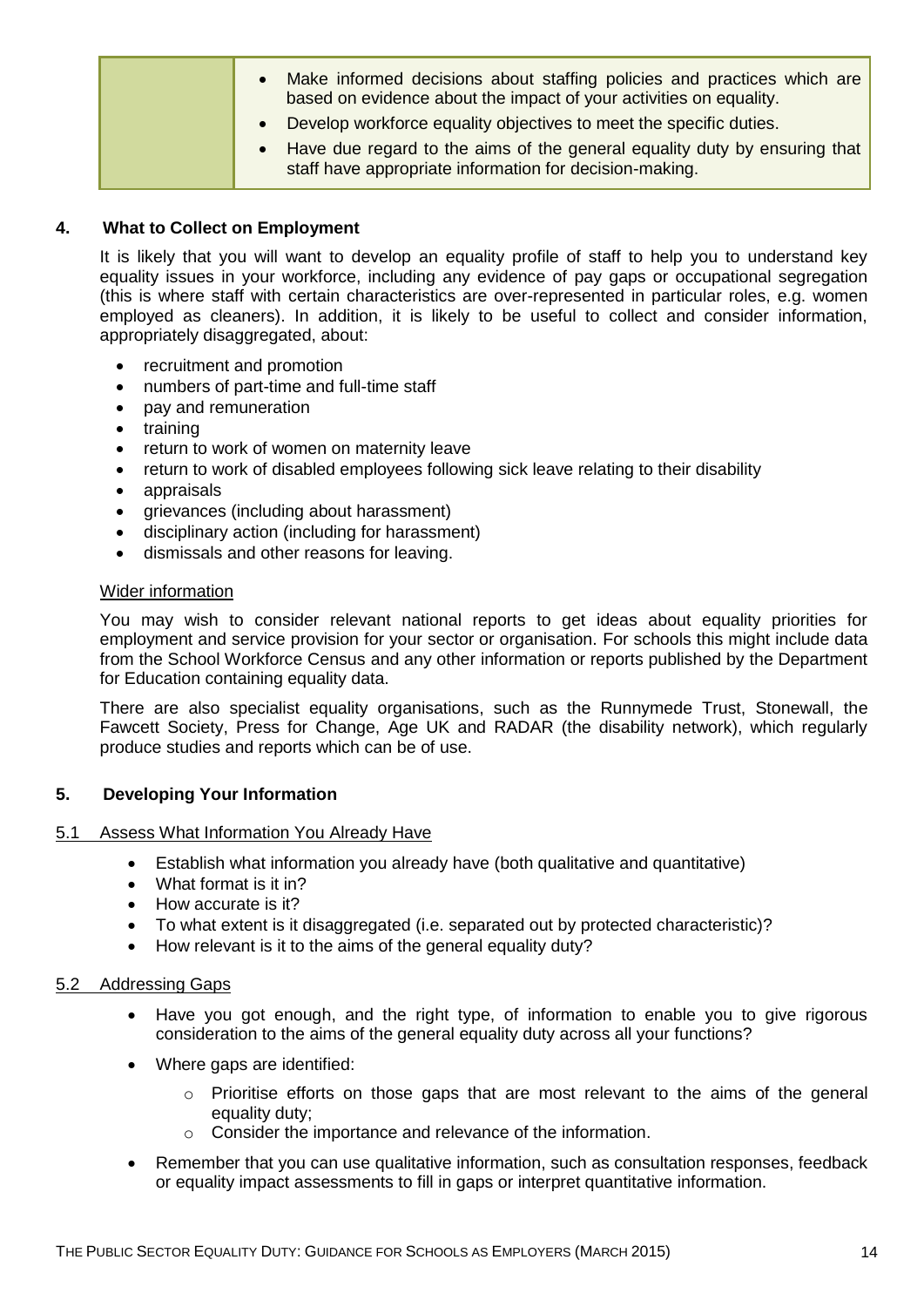| | • Make informed decisions about staffing policies and practices which are based on evidence about the impact of your activities on equality.<br>• Develop workforce equality objectives to meet the specific duties.<br>• Have due regard to the aims of the general equality duty by ensuring that staff have appropriate information for decision-making. |
|---|---|

## 4. What to Collect on Employment

It is likely that you will want to develop an equality profile of staff to help you to understand key equality issues in your workforce, including any evidence of pay gaps or occupational segregation (this is where staff with certain characteristics are over-represented in particular roles, e.g. women employed as cleaners). In addition, it is likely to be useful to collect and consider information, appropriately disaggregated, about:

- recruitment and promotion
- numbers of part-time and full-time staff
- pay and remuneration
- training
- return to work of women on maternity leave
- return to work of disabled employees following sick leave relating to their disability
- appraisals
- grievances (including about harassment)
- disciplinary action (including for harassment)
- dismissals and other reasons for leaving.

<u>Wider information</u>

You may wish to consider relevant national reports to get ideas about equality priorities for employment and service provision for your sector or organisation. For schools this might include data from the School Workforce Census and any other information or reports published by the Department for Education containing equality data.

There are also specialist equality organisations, such as the Runnymede Trust, Stonewall, the Fawcett Society, Press for Change, Age UK and RADAR (the disability network), which regularly produce studies and reports which can be of use.

## 5. Developing Your Information

### 5.1 Assess What Information You Already Have

- Establish what information you already have (both qualitative and quantitative)
- What format is it in?
- How accurate is it?
- To what extent is it disaggregated (i.e. separated out by protected characteristic)?
- How relevant is it to the aims of the general equality duty?

### 5.2 Addressing Gaps

- Have you got enough, and the right type, of information to enable you to give rigorous consideration to the aims of the general equality duty across all your functions?
- Where gaps are identified:
  - Prioritise efforts on those gaps that are most relevant to the aims of the general equality duty;
  - Consider the importance and relevance of the information.
- Remember that you can use qualitative information, such as consultation responses, feedback or equality impact assessments to fill in gaps or interpret quantitative information.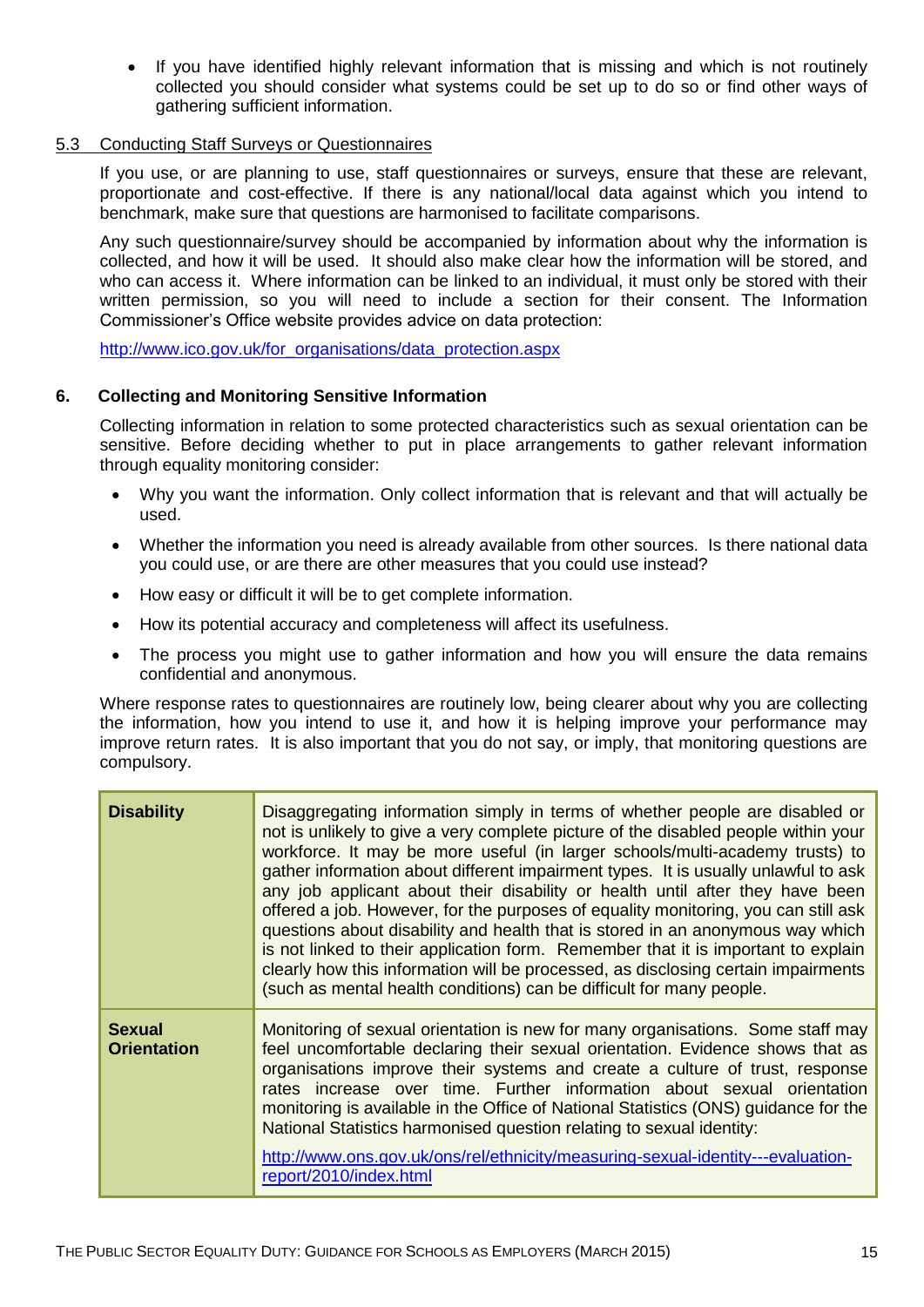- If you have identified highly relevant information that is missing and which is not routinely collected you should consider what systems could be set up to do so or find other ways of gathering sufficient information.

### 5.3 Conducting Staff Surveys or Questionnaires

If you use, or are planning to use, staff questionnaires or surveys, ensure that these are relevant, proportionate and cost-effective. If there is any national/local data against which you intend to benchmark, make sure that questions are harmonised to facilitate comparisons.

Any such questionnaire/survey should be accompanied by information about why the information is collected, and how it will be used. It should also make clear how the information will be stored, and who can access it. Where information can be linked to an individual, it must only be stored with their written permission, so you will need to include a section for their consent. The Information Commissioner's Office website provides advice on data protection:

http://www.ico.gov.uk/for_organisations/data_protection.aspx

## 6. Collecting and Monitoring Sensitive Information

Collecting information in relation to some protected characteristics such as sexual orientation can be sensitive. Before deciding whether to put in place arrangements to gather relevant information through equality monitoring consider:

- Why you want the information. Only collect information that is relevant and that will actually be used.
- Whether the information you need is already available from other sources. Is there national data you could use, or are there other measures that you could use instead?
- How easy or difficult it will be to get complete information.
- How its potential accuracy and completeness will affect its usefulness.
- The process you might use to gather information and how you will ensure the data remains confidential and anonymous.

Where response rates to questionnaires are routinely low, being clearer about why you are collecting the information, how you intend to use it, and how it is helping improve your performance may improve return rates. It is also important that you do not say, or imply, that monitoring questions are compulsory.

| | |
|---|---|
| **Disability** | Disaggregating information simply in terms of whether people are disabled or not is unlikely to give a very complete picture of the disabled people within your workforce. It may be more useful (in larger schools/multi-academy trusts) to gather information about different impairment types. It is usually unlawful to ask any job applicant about their disability or health until after they have been offered a job. However, for the purposes of equality monitoring, you can still ask questions about disability and health that is stored in an anonymous way which is not linked to their application form. Remember that it is important to explain clearly how this information will be processed, as disclosing certain impairments (such as mental health conditions) can be difficult for many people. |
| **Sexual Orientation** | Monitoring of sexual orientation is new for many organisations. Some staff may feel uncomfortable declaring their sexual orientation. Evidence shows that as organisations improve their systems and create a culture of trust, response rates increase over time. Further information about sexual orientation monitoring is available in the Office of National Statistics (ONS) guidance for the National Statistics harmonised question relating to sexual identity: http://www.ons.gov.uk/ons/rel/ethnicity/measuring-sexual-identity---evaluation-report/2010/index.html |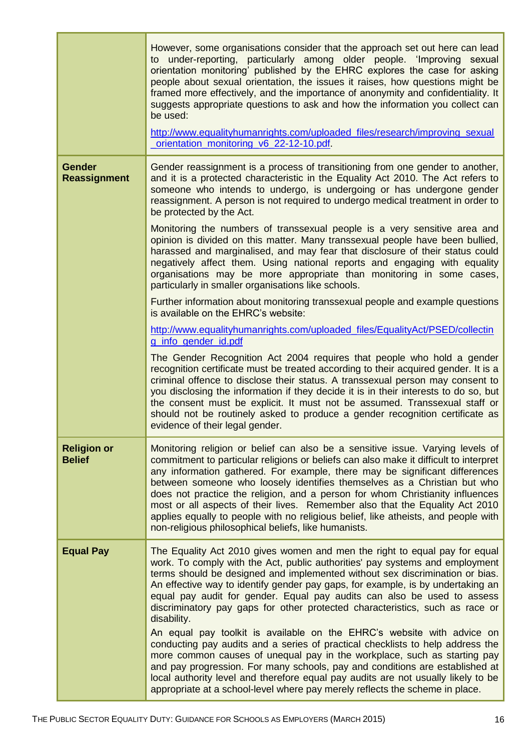| | |
|---|---|
| | However, some organisations consider that the approach set out here can lead to under-reporting, particularly among older people. 'Improving sexual orientation monitoring' published by the EHRC explores the case for asking people about sexual orientation, the issues it raises, how questions might be framed more effectively, and the importance of anonymity and confidentiality. It suggests appropriate questions to ask and how the information you collect can be used:<br><br>[http://www.equalityhumanrights.com/uploaded_files/research/improving_sexual_orientation_monitoring_v6_22-12-10.pdf](http://www.equalityhumanrights.com/uploaded_files/research/improving_sexual_orientation_monitoring_v6_22-12-10.pdf). |
| **Gender Reassignment** | Gender reassignment is a process of transitioning from one gender to another, and it is a protected characteristic in the Equality Act 2010. The Act refers to someone who intends to undergo, is undergoing or has undergone gender reassignment. A person is not required to undergo medical treatment in order to be protected by the Act.<br><br>Monitoring the numbers of transsexual people is a very sensitive area and opinion is divided on this matter. Many transsexual people have been bullied, harassed and marginalised, and may fear that disclosure of their status could negatively affect them. Using national reports and engaging with equality organisations may be more appropriate than monitoring in some cases, particularly in smaller organisations like schools.<br><br>Further information about monitoring transsexual people and example questions is available on the EHRC's website:<br><br>[http://www.equalityhumanrights.com/uploaded_files/EqualityAct/PSED/collecting_info_gender_id.pdf](http://www.equalityhumanrights.com/uploaded_files/EqualityAct/PSED/collecting_info_gender_id.pdf)<br><br>The Gender Recognition Act 2004 requires that people who hold a gender recognition certificate must be treated according to their acquired gender. It is a criminal offence to disclose their status. A transsexual person may consent to you disclosing the information if they decide it is in their interests to do so, but the consent must be explicit. It must not be assumed. Transsexual staff or should not be routinely asked to produce a gender recognition certificate as evidence of their legal gender. |
| **Religion or Belief** | Monitoring religion or belief can also be a sensitive issue. Varying levels of commitment to particular religions or beliefs can also make it difficult to interpret any information gathered. For example, there may be significant differences between someone who loosely identifies themselves as a Christian but who does not practice the religion, and a person for whom Christianity influences most or all aspects of their lives. Remember also that the Equality Act 2010 applies equally to people with no religious belief, like atheists, and people with non-religious philosophical beliefs, like humanists. |
| **Equal Pay** | The Equality Act 2010 gives women and men the right to equal pay for equal work. To comply with the Act, public authorities' pay systems and employment terms should be designed and implemented without sex discrimination or bias. An effective way to identify gender pay gaps, for example, is by undertaking an equal pay audit for gender. Equal pay audits can also be used to assess discriminatory pay gaps for other protected characteristics, such as race or disability.<br><br>An equal pay toolkit is available on the EHRC's website with advice on conducting pay audits and a series of practical checklists to help address the more common causes of unequal pay in the workplace, such as starting pay and pay progression. For many schools, pay and conditions are established at local authority level and therefore equal pay audits are not usually likely to be appropriate at a school-level where pay merely reflects the scheme in place. |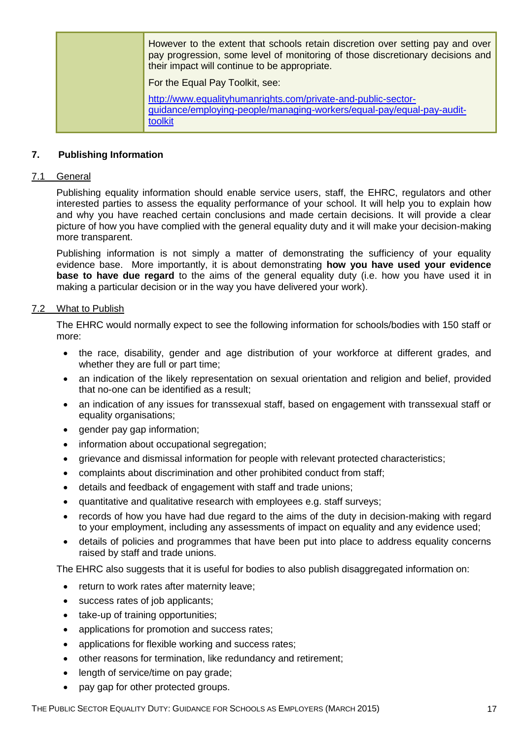| | However to the extent that schools retain discretion over setting pay and over pay progression, some level of monitoring of those discretionary decisions and their impact will continue to be appropriate.<br><br>For the Equal Pay Toolkit, see:<br><br>http://www.equalityhumanrights.com/private-and-public-sector-guidance/employing-people/managing-workers/equal-pay/equal-pay-audit-toolkit |
|---|---|

## 7. Publishing Information

### 7.1 General

Publishing equality information should enable service users, staff, the EHRC, regulators and other interested parties to assess the equality performance of your school. It will help you to explain how and why you have reached certain conclusions and made certain decisions. It will provide a clear picture of how you have complied with the general equality duty and it will make your decision-making more transparent.

Publishing information is not simply a matter of demonstrating the sufficiency of your equality evidence base. More importantly, it is about demonstrating **how you have used your evidence base to have due regard** to the aims of the general equality duty (i.e. how you have used it in making a particular decision or in the way you have delivered your work).

### 7.2 What to Publish

The EHRC would normally expect to see the following information for schools/bodies with 150 staff or more:

- the race, disability, gender and age distribution of your workforce at different grades, and whether they are full or part time;
- an indication of the likely representation on sexual orientation and religion and belief, provided that no-one can be identified as a result;
- an indication of any issues for transsexual staff, based on engagement with transsexual staff or equality organisations;
- gender pay gap information;
- information about occupational segregation;
- grievance and dismissal information for people with relevant protected characteristics;
- complaints about discrimination and other prohibited conduct from staff;
- details and feedback of engagement with staff and trade unions;
- quantitative and qualitative research with employees e.g. staff surveys;
- records of how you have had due regard to the aims of the duty in decision-making with regard to your employment, including any assessments of impact on equality and any evidence used;
- details of policies and programmes that have been put into place to address equality concerns raised by staff and trade unions.

The EHRC also suggests that it is useful for bodies to also publish disaggregated information on:

- return to work rates after maternity leave;
- success rates of job applicants;
- take-up of training opportunities;
- applications for promotion and success rates;
- applications for flexible working and success rates;
- other reasons for termination, like redundancy and retirement;
- length of service/time on pay grade;
- pay gap for other protected groups.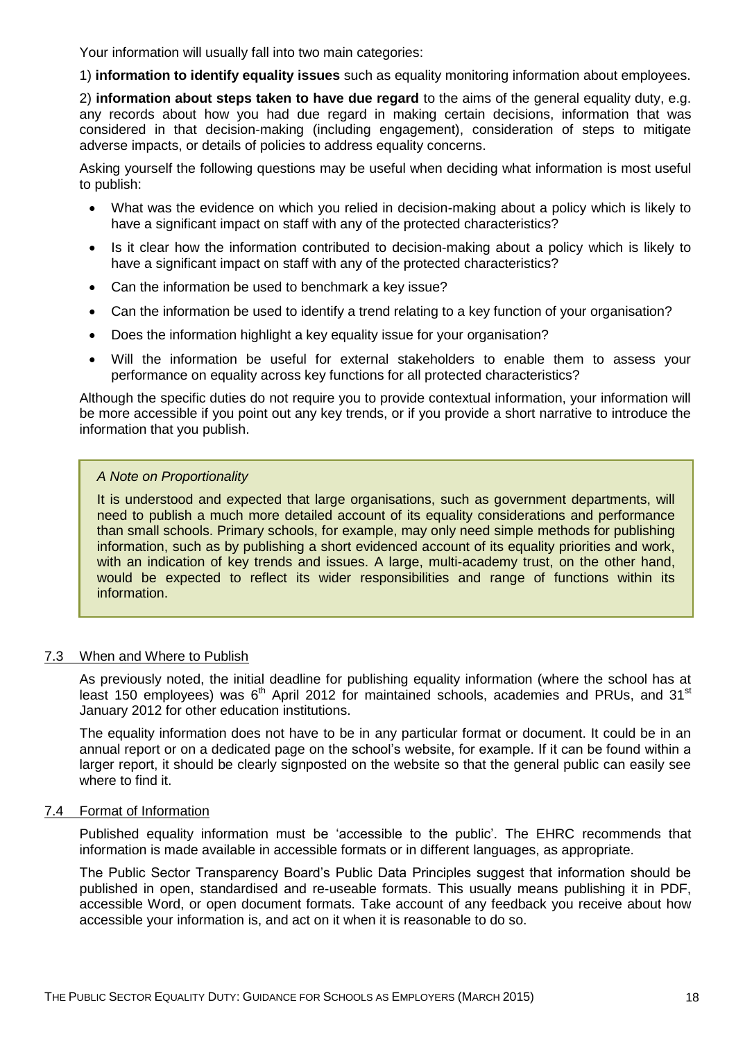Your information will usually fall into two main categories:

1) **information to identify equality issues** such as equality monitoring information about employees.

2) **information about steps taken to have due regard** to the aims of the general equality duty, e.g. any records about how you had due regard in making certain decisions, information that was considered in that decision-making (including engagement), consideration of steps to mitigate adverse impacts, or details of policies to address equality concerns.

Asking yourself the following questions may be useful when deciding what information is most useful to publish:

- What was the evidence on which you relied in decision-making about a policy which is likely to have a significant impact on staff with any of the protected characteristics?
- Is it clear how the information contributed to decision-making about a policy which is likely to have a significant impact on staff with any of the protected characteristics?
- Can the information be used to benchmark a key issue?
- Can the information be used to identify a trend relating to a key function of your organisation?
- Does the information highlight a key equality issue for your organisation?
- Will the information be useful for external stakeholders to enable them to assess your performance on equality across key functions for all protected characteristics?

Although the specific duties do not require you to provide contextual information, your information will be more accessible if you point out any key trends, or if you provide a short narrative to introduce the information that you publish.

> *A Note on Proportionality*
>
> It is understood and expected that large organisations, such as government departments, will need to publish a much more detailed account of its equality considerations and performance than small schools. Primary schools, for example, may only need simple methods for publishing information, such as by publishing a short evidenced account of its equality priorities and work, with an indication of key trends and issues. A large, multi-academy trust, on the other hand, would be expected to reflect its wider responsibilities and range of functions within its information.

## 7.3 When and Where to Publish

As previously noted, the initial deadline for publishing equality information (where the school has at least 150 employees) was 6th April 2012 for maintained schools, academies and PRUs, and 31st January 2012 for other education institutions.

The equality information does not have to be in any particular format or document. It could be in an annual report or on a dedicated page on the school's website, for example. If it can be found within a larger report, it should be clearly signposted on the website so that the general public can easily see where to find it.

## 7.4 Format of Information

Published equality information must be 'accessible to the public'. The EHRC recommends that information is made available in accessible formats or in different languages, as appropriate.

The Public Sector Transparency Board's Public Data Principles suggest that information should be published in open, standardised and re-useable formats. This usually means publishing it in PDF, accessible Word, or open document formats. Take account of any feedback you receive about how accessible your information is, and act on it when it is reasonable to do so.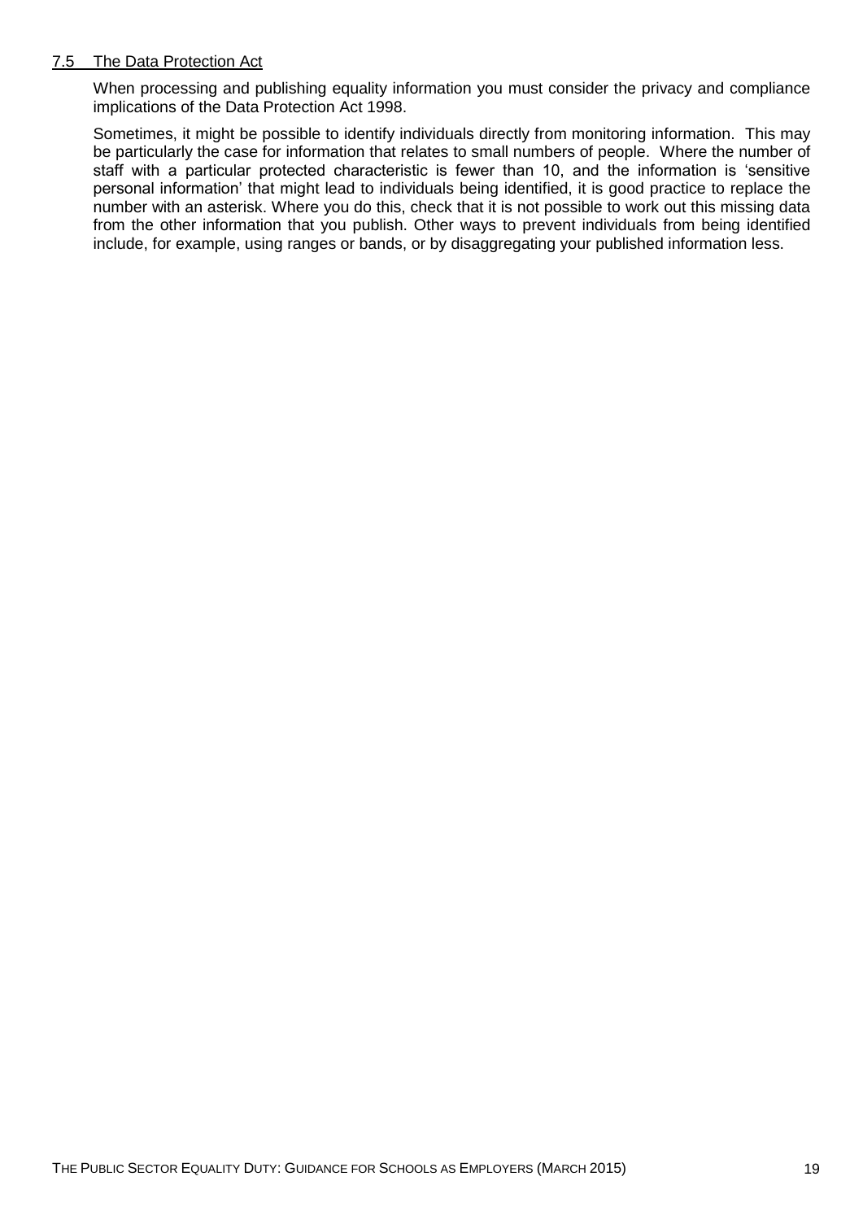### 7.5 The Data Protection Act

When processing and publishing equality information you must consider the privacy and compliance implications of the Data Protection Act 1998.

Sometimes, it might be possible to identify individuals directly from monitoring information. This may be particularly the case for information that relates to small numbers of people. Where the number of staff with a particular protected characteristic is fewer than 10, and the information is 'sensitive personal information' that might lead to individuals being identified, it is good practice to replace the number with an asterisk. Where you do this, check that it is not possible to work out this missing data from the other information that you publish. Other ways to prevent individuals from being identified include, for example, using ranges or bands, or by disaggregating your published information less.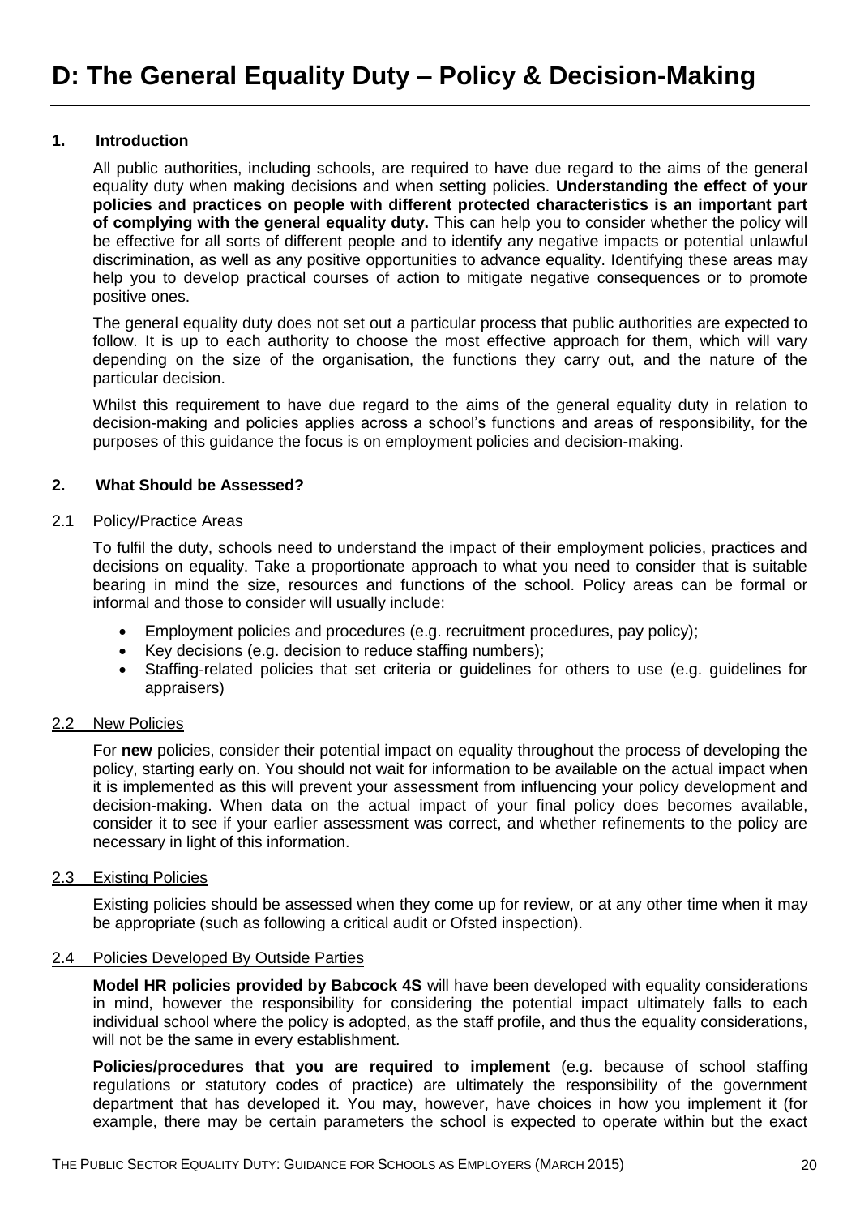# D: The General Equality Duty – Policy & Decision-Making

## 1. Introduction

All public authorities, including schools, are required to have due regard to the aims of the general equality duty when making decisions and when setting policies. **Understanding the effect of your policies and practices on people with different protected characteristics is an important part of complying with the general equality duty.** This can help you to consider whether the policy will be effective for all sorts of different people and to identify any negative impacts or potential unlawful discrimination, as well as any positive opportunities to advance equality. Identifying these areas may help you to develop practical courses of action to mitigate negative consequences or to promote positive ones.

The general equality duty does not set out a particular process that public authorities are expected to follow. It is up to each authority to choose the most effective approach for them, which will vary depending on the size of the organisation, the functions they carry out, and the nature of the particular decision.

Whilst this requirement to have due regard to the aims of the general equality duty in relation to decision-making and policies applies across a school's functions and areas of responsibility, for the purposes of this guidance the focus is on employment policies and decision-making.

## 2. What Should be Assessed?

### 2.1 Policy/Practice Areas

To fulfil the duty, schools need to understand the impact of their employment policies, practices and decisions on equality. Take a proportionate approach to what you need to consider that is suitable bearing in mind the size, resources and functions of the school. Policy areas can be formal or informal and those to consider will usually include:

- Employment policies and procedures (e.g. recruitment procedures, pay policy);
- Key decisions (e.g. decision to reduce staffing numbers);
- Staffing-related policies that set criteria or guidelines for others to use (e.g. guidelines for appraisers)

### 2.2 New Policies

For **new** policies, consider their potential impact on equality throughout the process of developing the policy, starting early on. You should not wait for information to be available on the actual impact when it is implemented as this will prevent your assessment from influencing your policy development and decision-making. When data on the actual impact of your final policy does becomes available, consider it to see if your earlier assessment was correct, and whether refinements to the policy are necessary in light of this information.

### 2.3 Existing Policies

Existing policies should be assessed when they come up for review, or at any other time when it may be appropriate (such as following a critical audit or Ofsted inspection).

### 2.4 Policies Developed By Outside Parties

**Model HR policies provided by Babcock 4S** will have been developed with equality considerations in mind, however the responsibility for considering the potential impact ultimately falls to each individual school where the policy is adopted, as the staff profile, and thus the equality considerations, will not be the same in every establishment.

**Policies/procedures that you are required to implement** (e.g. because of school staffing regulations or statutory codes of practice) are ultimately the responsibility of the government department that has developed it. You may, however, have choices in how you implement it (for example, there may be certain parameters the school is expected to operate within but the exact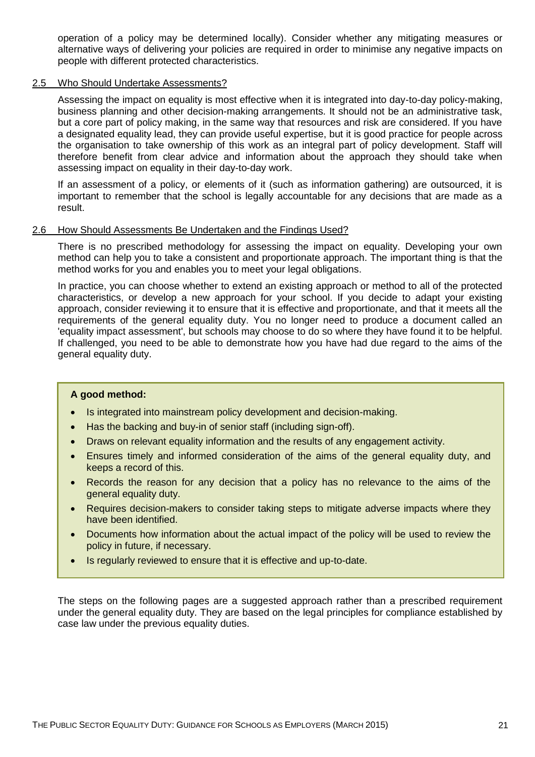operation of a policy may be determined locally). Consider whether any mitigating measures or alternative ways of delivering your policies are required in order to minimise any negative impacts on people with different protected characteristics.

### 2.5 Who Should Undertake Assessments?

Assessing the impact on equality is most effective when it is integrated into day-to-day policy-making, business planning and other decision-making arrangements. It should not be an administrative task, but a core part of policy making, in the same way that resources and risk are considered. If you have a designated equality lead, they can provide useful expertise, but it is good practice for people across the organisation to take ownership of this work as an integral part of policy development. Staff will therefore benefit from clear advice and information about the approach they should take when assessing impact on equality in their day-to-day work.

If an assessment of a policy, or elements of it (such as information gathering) are outsourced, it is important to remember that the school is legally accountable for any decisions that are made as a result.

### 2.6 How Should Assessments Be Undertaken and the Findings Used?

There is no prescribed methodology for assessing the impact on equality. Developing your own method can help you to take a consistent and proportionate approach. The important thing is that the method works for you and enables you to meet your legal obligations.

In practice, you can choose whether to extend an existing approach or method to all of the protected characteristics, or develop a new approach for your school. If you decide to adapt your existing approach, consider reviewing it to ensure that it is effective and proportionate, and that it meets all the requirements of the general equality duty. You no longer need to produce a document called an 'equality impact assessment', but schools may choose to do so where they have found it to be helpful. If challenged, you need to be able to demonstrate how you have had due regard to the aims of the general equality duty.

**A good method:**

- Is integrated into mainstream policy development and decision-making.
- Has the backing and buy-in of senior staff (including sign-off).
- Draws on relevant equality information and the results of any engagement activity.
- Ensures timely and informed consideration of the aims of the general equality duty, and keeps a record of this.
- Records the reason for any decision that a policy has no relevance to the aims of the general equality duty.
- Requires decision-makers to consider taking steps to mitigate adverse impacts where they have been identified.
- Documents how information about the actual impact of the policy will be used to review the policy in future, if necessary.
- Is regularly reviewed to ensure that it is effective and up-to-date.

The steps on the following pages are a suggested approach rather than a prescribed requirement under the general equality duty. They are based on the legal principles for compliance established by case law under the previous equality duties.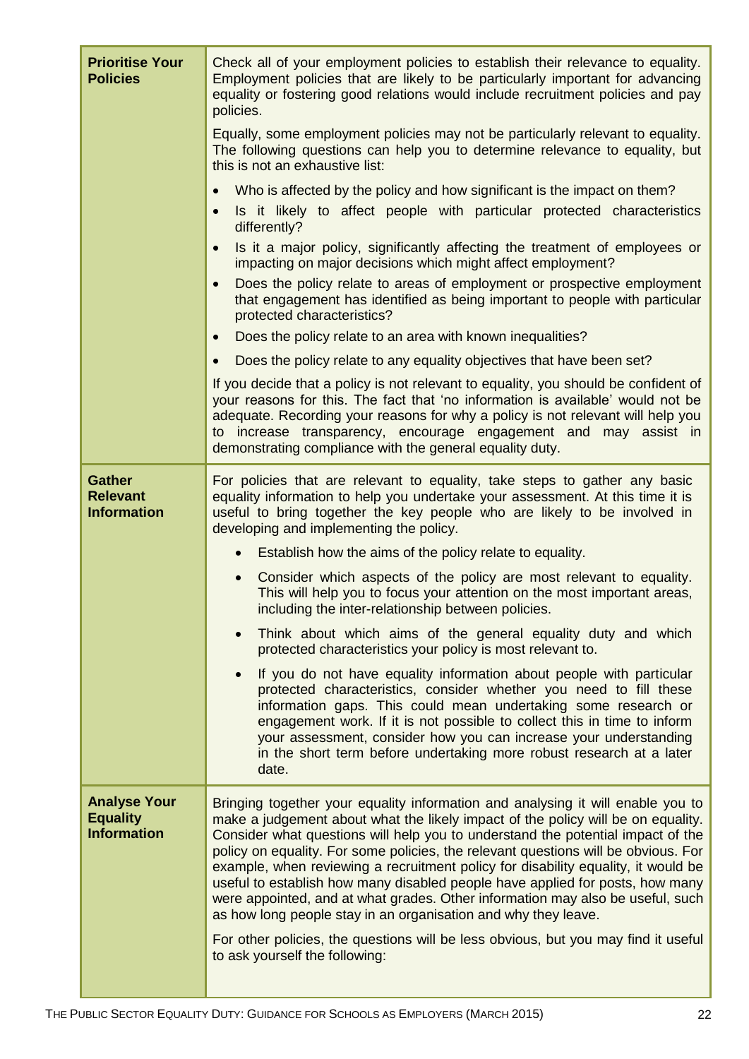| | |
|---|---|
| **Prioritise Your Policies** | Check all of your employment policies to establish their relevance to equality. Employment policies that are likely to be particularly important for advancing equality or fostering good relations would include recruitment policies and pay policies.<br><br>Equally, some employment policies may not be particularly relevant to equality. The following questions can help you to determine relevance to equality, but this is not an exhaustive list:<br><br>• Who is affected by the policy and how significant is the impact on them?<br>• Is it likely to affect people with particular protected characteristics differently?<br>• Is it a major policy, significantly affecting the treatment of employees or impacting on major decisions which might affect employment?<br>• Does the policy relate to areas of employment or prospective employment that engagement has identified as being important to people with particular protected characteristics?<br>• Does the policy relate to an area with known inequalities?<br>• Does the policy relate to any equality objectives that have been set?<br><br>If you decide that a policy is not relevant to equality, you should be confident of your reasons for this. The fact that 'no information is available' would not be adequate. Recording your reasons for why a policy is not relevant will help you to increase transparency, encourage engagement and may assist in demonstrating compliance with the general equality duty. |
| **Gather Relevant Information** | For policies that are relevant to equality, take steps to gather any basic equality information to help you undertake your assessment. At this time it is useful to bring together the key people who are likely to be involved in developing and implementing the policy.<br><br>• Establish how the aims of the policy relate to equality.<br>• Consider which aspects of the policy are most relevant to equality. This will help you to focus your attention on the most important areas, including the inter-relationship between policies.<br>• Think about which aims of the general equality duty and which protected characteristics your policy is most relevant to.<br>• If you do not have equality information about people with particular protected characteristics, consider whether you need to fill these information gaps. This could mean undertaking some research or engagement work. If it is not possible to collect this in time to inform your assessment, consider how you can increase your understanding in the short term before undertaking more robust research at a later date. |
| **Analyse Your Equality Information** | Bringing together your equality information and analysing it will enable you to make a judgement about what the likely impact of the policy will be on equality. Consider what questions will help you to understand the potential impact of the policy on equality. For some policies, the relevant questions will be obvious. For example, when reviewing a recruitment policy for disability equality, it would be useful to establish how many disabled people have applied for posts, how many were appointed, and at what grades. Other information may also be useful, such as how long people stay in an organisation and why they leave.<br><br>For other policies, the questions will be less obvious, but you may find it useful to ask yourself the following: |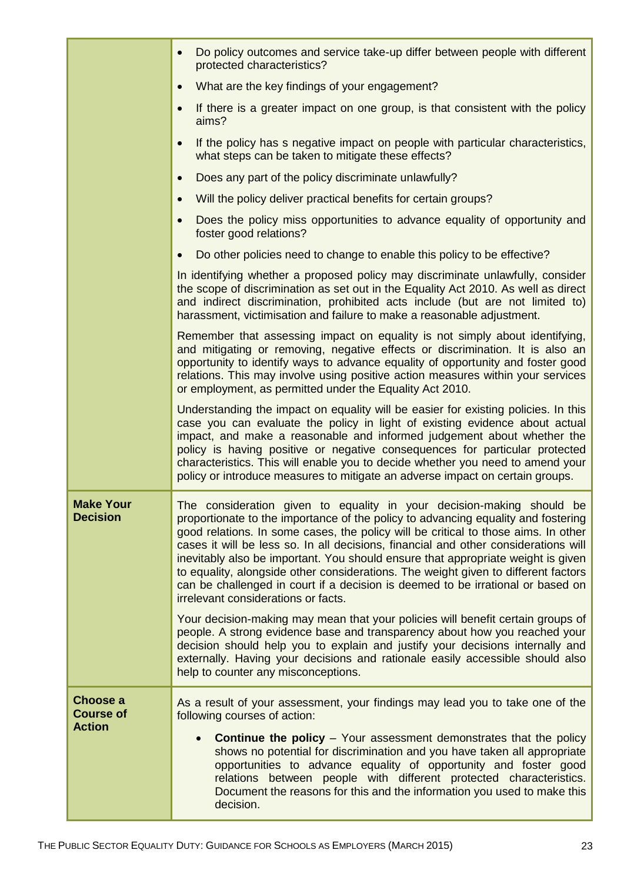| | |
|---|---|
| | • Do policy outcomes and service take-up differ between people with different protected characteristics?<br>• What are the key findings of your engagement?<br>• If there is a greater impact on one group, is that consistent with the policy aims?<br>• If the policy has s negative impact on people with particular characteristics, what steps can be taken to mitigate these effects?<br>• Does any part of the policy discriminate unlawfully?<br>• Will the policy deliver practical benefits for certain groups?<br>• Does the policy miss opportunities to advance equality of opportunity and foster good relations?<br>• Do other policies need to change to enable this policy to be effective?<br><br>In identifying whether a proposed policy may discriminate unlawfully, consider the scope of discrimination as set out in the Equality Act 2010. As well as direct and indirect discrimination, prohibited acts include (but are not limited to) harassment, victimisation and failure to make a reasonable adjustment.<br><br>Remember that assessing impact on equality is not simply about identifying, and mitigating or removing, negative effects or discrimination. It is also an opportunity to identify ways to advance equality of opportunity and foster good relations. This may involve using positive action measures within your services or employment, as permitted under the Equality Act 2010.<br><br>Understanding the impact on equality will be easier for existing policies. In this case you can evaluate the policy in light of existing evidence about actual impact, and make a reasonable and informed judgement about whether the policy is having positive or negative consequences for particular protected characteristics. This will enable you to decide whether you need to amend your policy or introduce measures to mitigate an adverse impact on certain groups. |
| **Make Your Decision** | The consideration given to equality in your decision-making should be proportionate to the importance of the policy to advancing equality and fostering good relations. In some cases, the policy will be critical to those aims. In other cases it will be less so. In all decisions, financial and other considerations will inevitably also be important. You should ensure that appropriate weight is given to equality, alongside other considerations. The weight given to different factors can be challenged in court if a decision is deemed to be irrational or based on irrelevant considerations or facts.<br><br>Your decision-making may mean that your policies will benefit certain groups of people. A strong evidence base and transparency about how you reached your decision should help you to explain and justify your decisions internally and externally. Having your decisions and rationale easily accessible should also help to counter any misconceptions. |
| **Choose a Course of Action** | As a result of your assessment, your findings may lead you to take one of the following courses of action:<br><br>• **Continue the policy** – Your assessment demonstrates that the policy shows no potential for discrimination and you have taken all appropriate opportunities to advance equality of opportunity and foster good relations between people with different protected characteristics. Document the reasons for this and the information you used to make this decision. |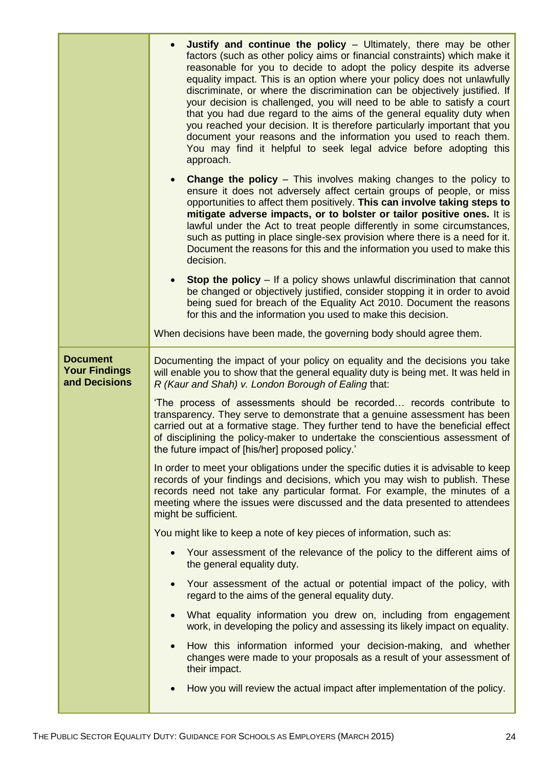| | |
|---|---|
| | • **Justify and continue the policy** – Ultimately, there may be other factors (such as other policy aims or financial constraints) which make it reasonable for you to decide to adopt the policy despite its adverse equality impact. This is an option where your policy does not unlawfully discriminate, or where the discrimination can be objectively justified. If your decision is challenged, you will need to be able to satisfy a court that you had due regard to the aims of the general equality duty when you reached your decision. It is therefore particularly important that you document your reasons and the information you used to reach them. You may find it helpful to seek legal advice before adopting this approach.<br><br>• **Change the policy** – This involves making changes to the policy to ensure it does not adversely affect certain groups of people, or miss opportunities to affect them positively. **This can involve taking steps to mitigate adverse impacts, or to bolster or tailor positive ones.** It is lawful under the Act to treat people differently in some circumstances, such as putting in place single-sex provision where there is a need for it. Document the reasons for this and the information you used to make this decision.<br><br>• **Stop the policy** – If a policy shows unlawful discrimination that cannot be changed or objectively justified, consider stopping it in order to avoid being sued for breach of the Equality Act 2010. Document the reasons for this and the information you used to make this decision.<br><br>When decisions have been made, the governing body should agree them. |
| **Document Your Findings and Decisions** | Documenting the impact of your policy on equality and the decisions you take will enable you to show that the general equality duty is being met. It was held in *R (Kaur and Shah) v. London Borough of Ealing* that:<br><br>'The process of assessments should be recorded… records contribute to transparency. They serve to demonstrate that a genuine assessment has been carried out at a formative stage. They further tend to have the beneficial effect of disciplining the policy-maker to undertake the conscientious assessment of the future impact of [his/her] proposed policy.'<br><br>In order to meet your obligations under the specific duties it is advisable to keep records of your findings and decisions, which you may wish to publish. These records need not take any particular format. For example, the minutes of a meeting where the issues were discussed and the data presented to attendees might be sufficient.<br><br>You might like to keep a note of key pieces of information, such as:<br><br>• Your assessment of the relevance of the policy to the different aims of the general equality duty.<br><br>• Your assessment of the actual or potential impact of the policy, with regard to the aims of the general equality duty.<br><br>• What equality information you drew on, including from engagement work, in developing the policy and assessing its likely impact on equality.<br><br>• How this information informed your decision-making, and whether changes were made to your proposals as a result of your assessment of their impact.<br><br>• How you will review the actual impact after implementation of the policy. |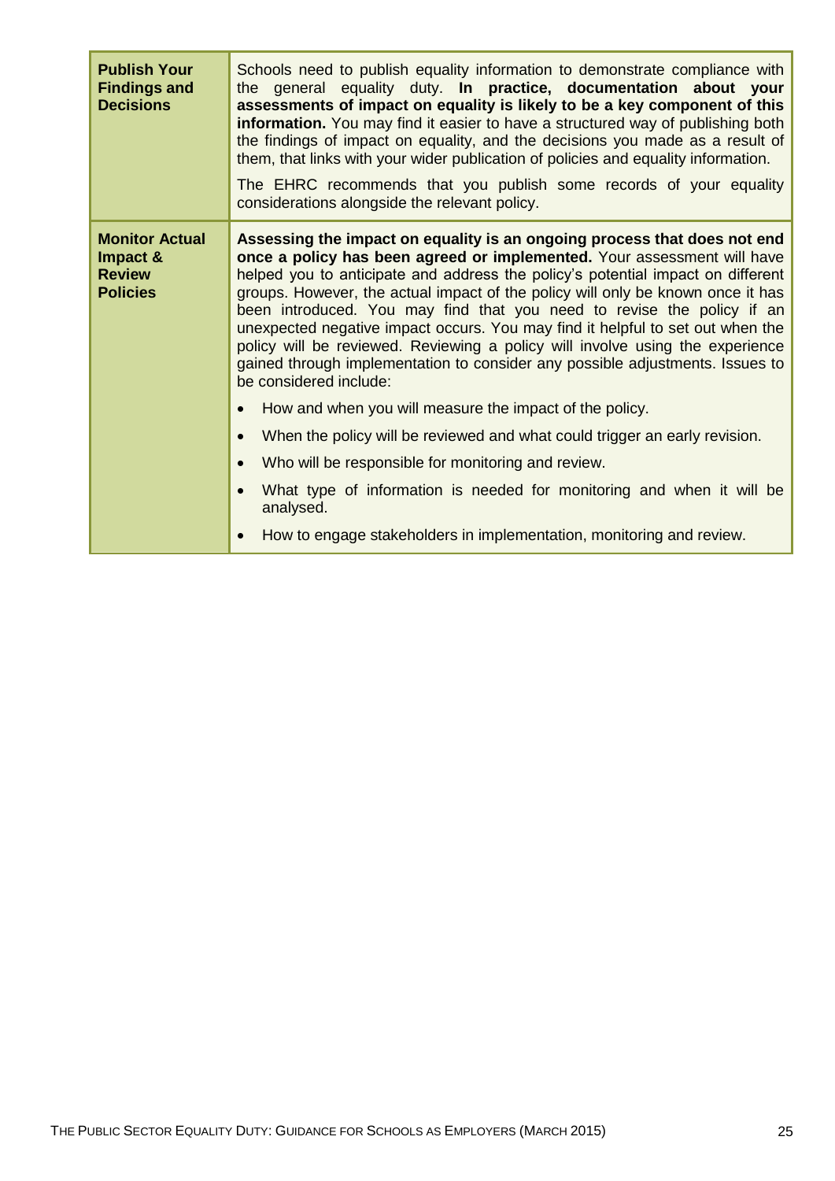| | |
|---|---|
| **Publish Your Findings and Decisions** | Schools need to publish equality information to demonstrate compliance with the general equality duty. **In practice, documentation about your assessments of impact on equality is likely to be a key component of this information.** You may find it easier to have a structured way of publishing both the findings of impact on equality, and the decisions you made as a result of them, that links with your wider publication of policies and equality information.<br><br>The EHRC recommends that you publish some records of your equality considerations alongside the relevant policy. |
| **Monitor Actual Impact & Review Policies** | **Assessing the impact on equality is an ongoing process that does not end once a policy has been agreed or implemented.** Your assessment will have helped you to anticipate and address the policy's potential impact on different groups. However, the actual impact of the policy will only be known once it has been introduced. You may find that you need to revise the policy if an unexpected negative impact occurs. You may find it helpful to set out when the policy will be reviewed. Reviewing a policy will involve using the experience gained through implementation to consider any possible adjustments. Issues to be considered include:<br><br>• How and when you will measure the impact of the policy.<br>• When the policy will be reviewed and what could trigger an early revision.<br>• Who will be responsible for monitoring and review.<br>• What type of information is needed for monitoring and when it will be analysed.<br>• How to engage stakeholders in implementation, monitoring and review. |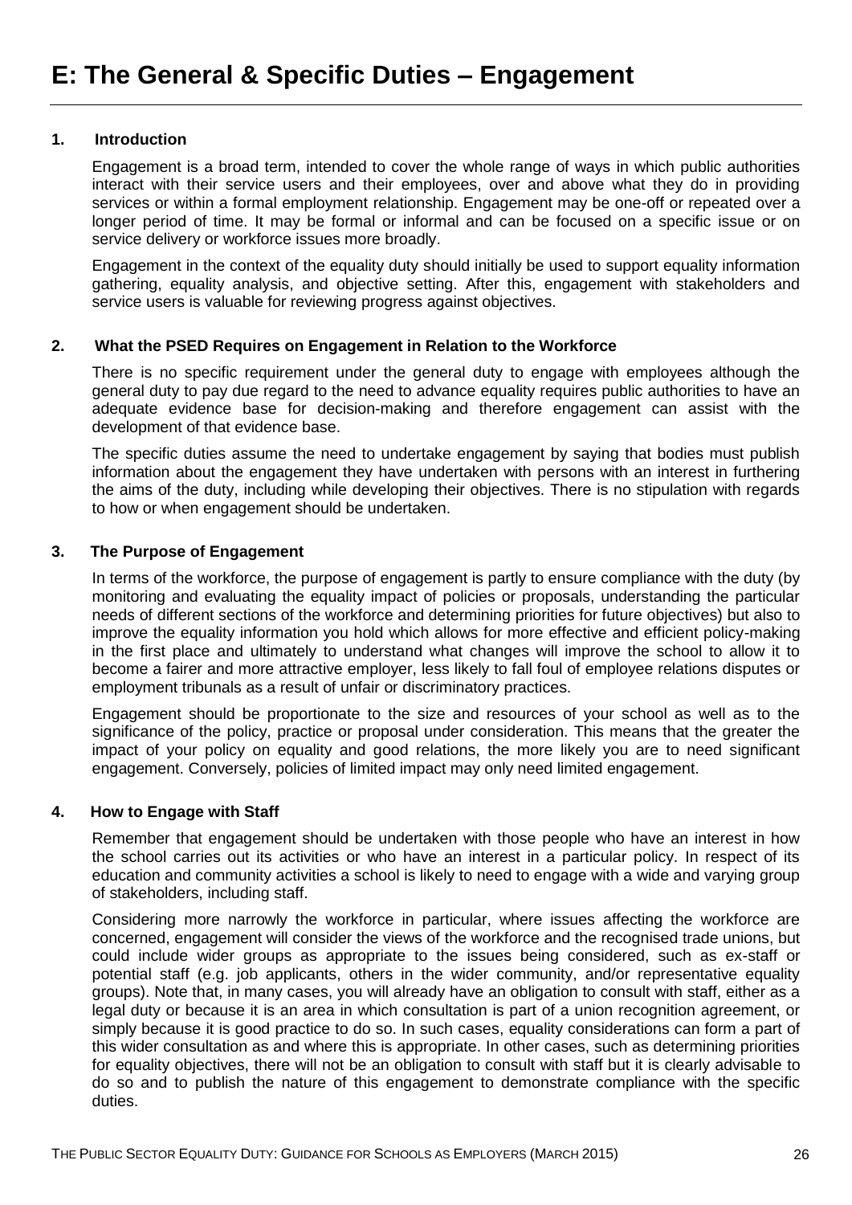# E: The General & Specific Duties – Engagement

### 1. Introduction

Engagement is a broad term, intended to cover the whole range of ways in which public authorities interact with their service users and their employees, over and above what they do in providing services or within a formal employment relationship. Engagement may be one-off or repeated over a longer period of time. It may be formal or informal and can be focused on a specific issue or on service delivery or workforce issues more broadly.

Engagement in the context of the equality duty should initially be used to support equality information gathering, equality analysis, and objective setting. After this, engagement with stakeholders and service users is valuable for reviewing progress against objectives.

### 2. What the PSED Requires on Engagement in Relation to the Workforce

There is no specific requirement under the general duty to engage with employees although the general duty to pay due regard to the need to advance equality requires public authorities to have an adequate evidence base for decision-making and therefore engagement can assist with the development of that evidence base.

The specific duties assume the need to undertake engagement by saying that bodies must publish information about the engagement they have undertaken with persons with an interest in furthering the aims of the duty, including while developing their objectives. There is no stipulation with regards to how or when engagement should be undertaken.

### 3. The Purpose of Engagement

In terms of the workforce, the purpose of engagement is partly to ensure compliance with the duty (by monitoring and evaluating the equality impact of policies or proposals, understanding the particular needs of different sections of the workforce and determining priorities for future objectives) but also to improve the equality information you hold which allows for more effective and efficient policy-making in the first place and ultimately to understand what changes will improve the school to allow it to become a fairer and more attractive employer, less likely to fall foul of employee relations disputes or employment tribunals as a result of unfair or discriminatory practices.

Engagement should be proportionate to the size and resources of your school as well as to the significance of the policy, practice or proposal under consideration. This means that the greater the impact of your policy on equality and good relations, the more likely you are to need significant engagement. Conversely, policies of limited impact may only need limited engagement.

### 4. How to Engage with Staff

Remember that engagement should be undertaken with those people who have an interest in how the school carries out its activities or who have an interest in a particular policy. In respect of its education and community activities a school is likely to need to engage with a wide and varying group of stakeholders, including staff.

Considering more narrowly the workforce in particular, where issues affecting the workforce are concerned, engagement will consider the views of the workforce and the recognised trade unions, but could include wider groups as appropriate to the issues being considered, such as ex-staff or potential staff (e.g. job applicants, others in the wider community, and/or representative equality groups). Note that, in many cases, you will already have an obligation to consult with staff, either as a legal duty or because it is an area in which consultation is part of a union recognition agreement, or simply because it is good practice to do so. In such cases, equality considerations can form a part of this wider consultation as and where this is appropriate. In other cases, such as determining priorities for equality objectives, there will not be an obligation to consult with staff but it is clearly advisable to do so and to publish the nature of this engagement to demonstrate compliance with the specific duties.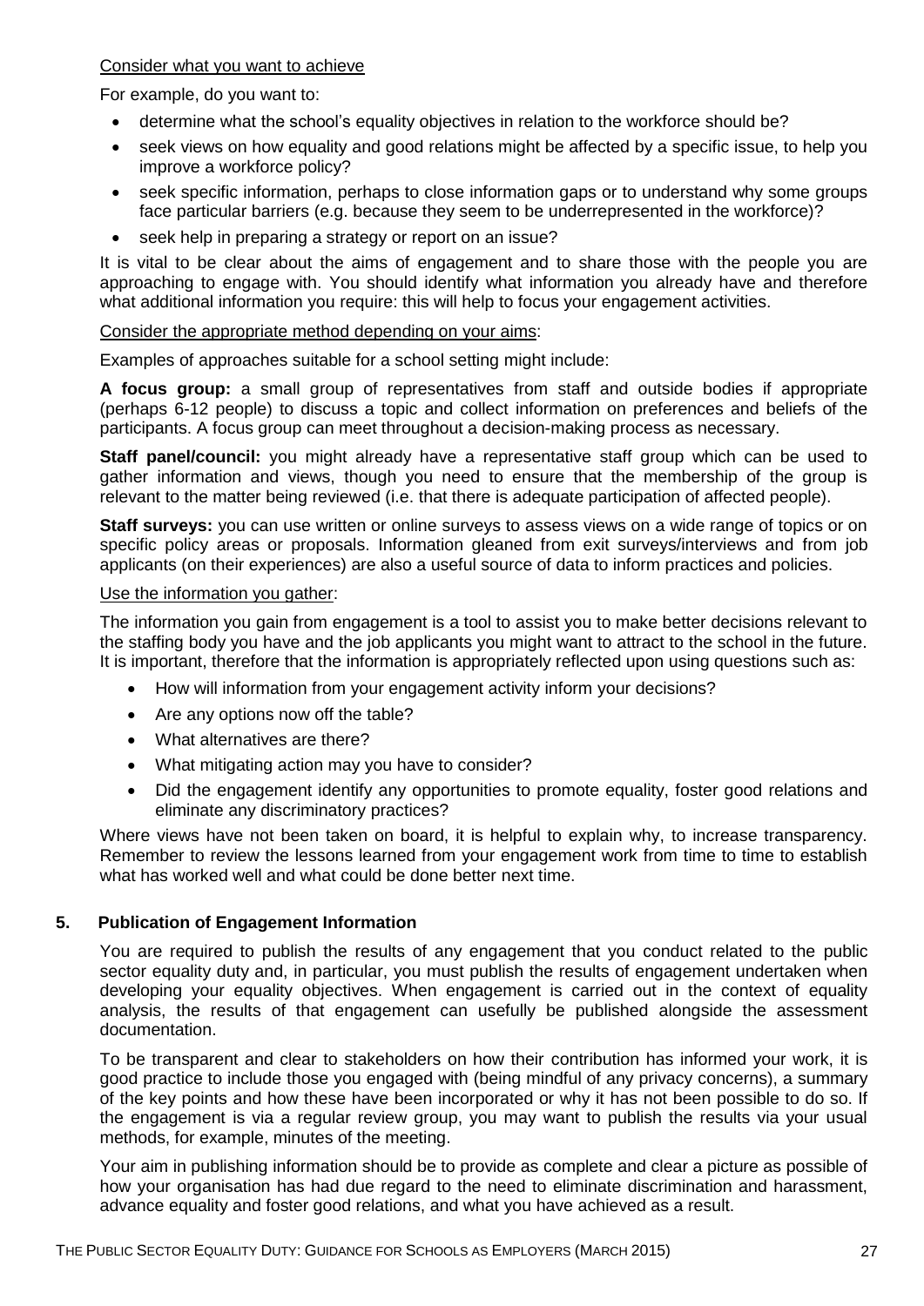Consider what you want to achieve

For example, do you want to:

- determine what the school's equality objectives in relation to the workforce should be?
- seek views on how equality and good relations might be affected by a specific issue, to help you improve a workforce policy?
- seek specific information, perhaps to close information gaps or to understand why some groups face particular barriers (e.g. because they seem to be underrepresented in the workforce)?
- seek help in preparing a strategy or report on an issue?

It is vital to be clear about the aims of engagement and to share those with the people you are approaching to engage with. You should identify what information you already have and therefore what additional information you require: this will help to focus your engagement activities.

Consider the appropriate method depending on your aims:

Examples of approaches suitable for a school setting might include:

**A focus group:** a small group of representatives from staff and outside bodies if appropriate (perhaps 6-12 people) to discuss a topic and collect information on preferences and beliefs of the participants. A focus group can meet throughout a decision-making process as necessary.

**Staff panel/council:** you might already have a representative staff group which can be used to gather information and views, though you need to ensure that the membership of the group is relevant to the matter being reviewed (i.e. that there is adequate participation of affected people).

**Staff surveys:** you can use written or online surveys to assess views on a wide range of topics or on specific policy areas or proposals. Information gleaned from exit surveys/interviews and from job applicants (on their experiences) are also a useful source of data to inform practices and policies.

Use the information you gather:

The information you gain from engagement is a tool to assist you to make better decisions relevant to the staffing body you have and the job applicants you might want to attract to the school in the future. It is important, therefore that the information is appropriately reflected upon using questions such as:

- How will information from your engagement activity inform your decisions?
- Are any options now off the table?
- What alternatives are there?
- What mitigating action may you have to consider?
- Did the engagement identify any opportunities to promote equality, foster good relations and eliminate any discriminatory practices?

Where views have not been taken on board, it is helpful to explain why, to increase transparency. Remember to review the lessons learned from your engagement work from time to time to establish what has worked well and what could be done better next time.

## 5. Publication of Engagement Information

You are required to publish the results of any engagement that you conduct related to the public sector equality duty and, in particular, you must publish the results of engagement undertaken when developing your equality objectives. When engagement is carried out in the context of equality analysis, the results of that engagement can usefully be published alongside the assessment documentation.

To be transparent and clear to stakeholders on how their contribution has informed your work, it is good practice to include those you engaged with (being mindful of any privacy concerns), a summary of the key points and how these have been incorporated or why it has not been possible to do so. If the engagement is via a regular review group, you may want to publish the results via your usual methods, for example, minutes of the meeting.

Your aim in publishing information should be to provide as complete and clear a picture as possible of how your organisation has had due regard to the need to eliminate discrimination and harassment, advance equality and foster good relations, and what you have achieved as a result.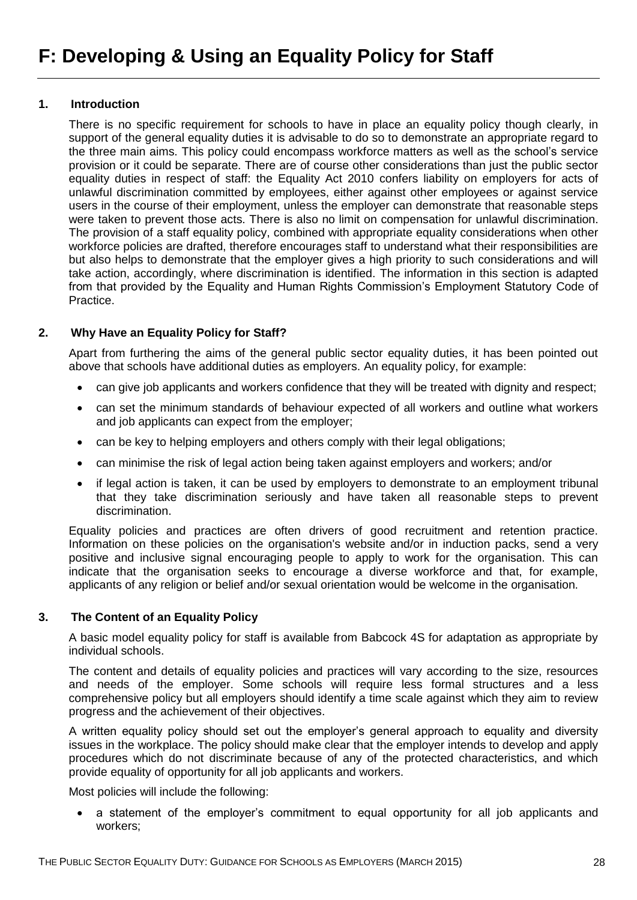# F: Developing & Using an Equality Policy for Staff

### 1. Introduction

There is no specific requirement for schools to have in place an equality policy though clearly, in support of the general equality duties it is advisable to do so to demonstrate an appropriate regard to the three main aims. This policy could encompass workforce matters as well as the school's service provision or it could be separate. There are of course other considerations than just the public sector equality duties in respect of staff: the Equality Act 2010 confers liability on employers for acts of unlawful discrimination committed by employees, either against other employees or against service users in the course of their employment, unless the employer can demonstrate that reasonable steps were taken to prevent those acts. There is also no limit on compensation for unlawful discrimination. The provision of a staff equality policy, combined with appropriate equality considerations when other workforce policies are drafted, therefore encourages staff to understand what their responsibilities are but also helps to demonstrate that the employer gives a high priority to such considerations and will take action, accordingly, where discrimination is identified. The information in this section is adapted from that provided by the Equality and Human Rights Commission's Employment Statutory Code of Practice.

### 2. Why Have an Equality Policy for Staff?

Apart from furthering the aims of the general public sector equality duties, it has been pointed out above that schools have additional duties as employers. An equality policy, for example:

- can give job applicants and workers confidence that they will be treated with dignity and respect;
- can set the minimum standards of behaviour expected of all workers and outline what workers and job applicants can expect from the employer;
- can be key to helping employers and others comply with their legal obligations;
- can minimise the risk of legal action being taken against employers and workers; and/or
- if legal action is taken, it can be used by employers to demonstrate to an employment tribunal that they take discrimination seriously and have taken all reasonable steps to prevent discrimination.

Equality policies and practices are often drivers of good recruitment and retention practice. Information on these policies on the organisation's website and/or in induction packs, send a very positive and inclusive signal encouraging people to apply to work for the organisation. This can indicate that the organisation seeks to encourage a diverse workforce and that, for example, applicants of any religion or belief and/or sexual orientation would be welcome in the organisation.

### 3. The Content of an Equality Policy

A basic model equality policy for staff is available from Babcock 4S for adaptation as appropriate by individual schools.

The content and details of equality policies and practices will vary according to the size, resources and needs of the employer. Some schools will require less formal structures and a less comprehensive policy but all employers should identify a time scale against which they aim to review progress and the achievement of their objectives.

A written equality policy should set out the employer's general approach to equality and diversity issues in the workplace. The policy should make clear that the employer intends to develop and apply procedures which do not discriminate because of any of the protected characteristics, and which provide equality of opportunity for all job applicants and workers.

Most policies will include the following:

- a statement of the employer's commitment to equal opportunity for all job applicants and workers;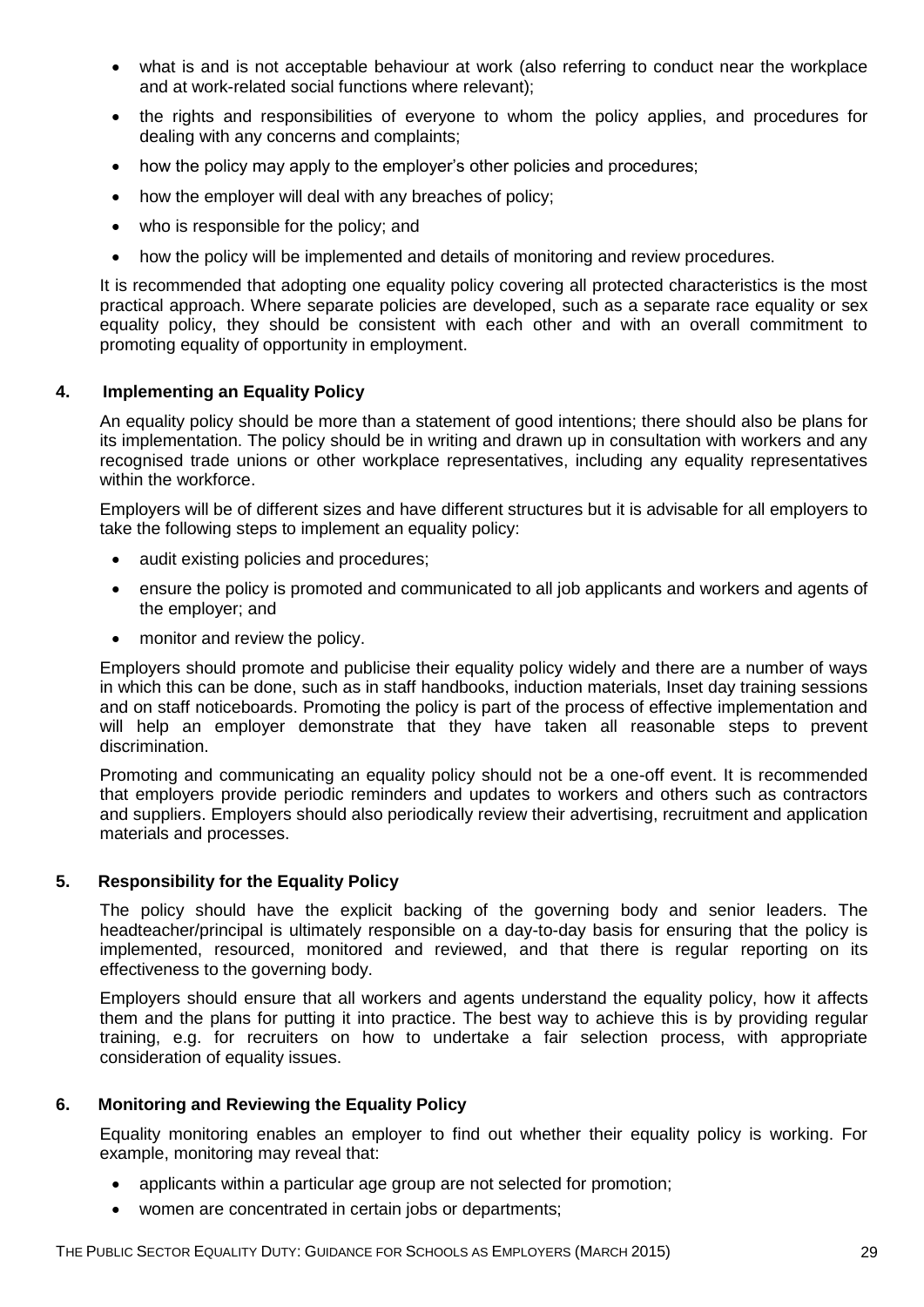- what is and is not acceptable behaviour at work (also referring to conduct near the workplace and at work-related social functions where relevant);
- the rights and responsibilities of everyone to whom the policy applies, and procedures for dealing with any concerns and complaints;
- how the policy may apply to the employer's other policies and procedures;
- how the employer will deal with any breaches of policy;
- who is responsible for the policy; and
- how the policy will be implemented and details of monitoring and review procedures.

It is recommended that adopting one equality policy covering all protected characteristics is the most practical approach. Where separate policies are developed, such as a separate race equality or sex equality policy, they should be consistent with each other and with an overall commitment to promoting equality of opportunity in employment.

## 4. Implementing an Equality Policy

An equality policy should be more than a statement of good intentions; there should also be plans for its implementation. The policy should be in writing and drawn up in consultation with workers and any recognised trade unions or other workplace representatives, including any equality representatives within the workforce.

Employers will be of different sizes and have different structures but it is advisable for all employers to take the following steps to implement an equality policy:

- audit existing policies and procedures;
- ensure the policy is promoted and communicated to all job applicants and workers and agents of the employer; and
- monitor and review the policy.

Employers should promote and publicise their equality policy widely and there are a number of ways in which this can be done, such as in staff handbooks, induction materials, Inset day training sessions and on staff noticeboards. Promoting the policy is part of the process of effective implementation and will help an employer demonstrate that they have taken all reasonable steps to prevent discrimination.

Promoting and communicating an equality policy should not be a one-off event. It is recommended that employers provide periodic reminders and updates to workers and others such as contractors and suppliers. Employers should also periodically review their advertising, recruitment and application materials and processes.

## 5. Responsibility for the Equality Policy

The policy should have the explicit backing of the governing body and senior leaders. The headteacher/principal is ultimately responsible on a day-to-day basis for ensuring that the policy is implemented, resourced, monitored and reviewed, and that there is regular reporting on its effectiveness to the governing body.

Employers should ensure that all workers and agents understand the equality policy, how it affects them and the plans for putting it into practice. The best way to achieve this is by providing regular training, e.g. for recruiters on how to undertake a fair selection process, with appropriate consideration of equality issues.

## 6. Monitoring and Reviewing the Equality Policy

Equality monitoring enables an employer to find out whether their equality policy is working. For example, monitoring may reveal that:

- applicants within a particular age group are not selected for promotion;
- women are concentrated in certain jobs or departments;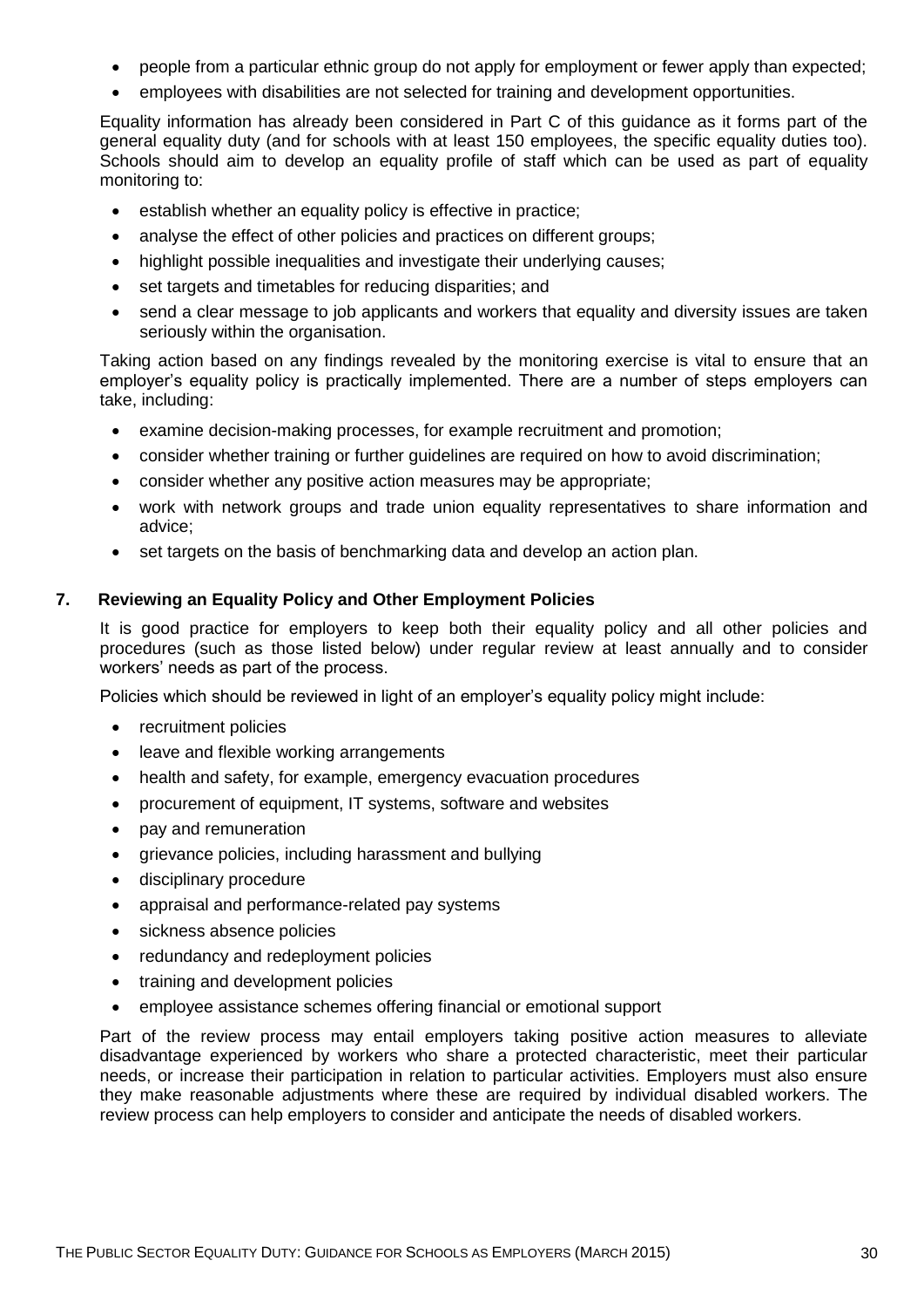- people from a particular ethnic group do not apply for employment or fewer apply than expected;
- employees with disabilities are not selected for training and development opportunities.

Equality information has already been considered in Part C of this guidance as it forms part of the general equality duty (and for schools with at least 150 employees, the specific equality duties too). Schools should aim to develop an equality profile of staff which can be used as part of equality monitoring to:

- establish whether an equality policy is effective in practice;
- analyse the effect of other policies and practices on different groups;
- highlight possible inequalities and investigate their underlying causes;
- set targets and timetables for reducing disparities; and
- send a clear message to job applicants and workers that equality and diversity issues are taken seriously within the organisation.

Taking action based on any findings revealed by the monitoring exercise is vital to ensure that an employer's equality policy is practically implemented. There are a number of steps employers can take, including:

- examine decision-making processes, for example recruitment and promotion;
- consider whether training or further guidelines are required on how to avoid discrimination;
- consider whether any positive action measures may be appropriate;
- work with network groups and trade union equality representatives to share information and advice;
- set targets on the basis of benchmarking data and develop an action plan.

## 7. Reviewing an Equality Policy and Other Employment Policies

It is good practice for employers to keep both their equality policy and all other policies and procedures (such as those listed below) under regular review at least annually and to consider workers' needs as part of the process.

Policies which should be reviewed in light of an employer's equality policy might include:

- recruitment policies
- leave and flexible working arrangements
- health and safety, for example, emergency evacuation procedures
- procurement of equipment, IT systems, software and websites
- pay and remuneration
- grievance policies, including harassment and bullying
- disciplinary procedure
- appraisal and performance-related pay systems
- sickness absence policies
- redundancy and redeployment policies
- training and development policies
- employee assistance schemes offering financial or emotional support

Part of the review process may entail employers taking positive action measures to alleviate disadvantage experienced by workers who share a protected characteristic, meet their particular needs, or increase their participation in relation to particular activities. Employers must also ensure they make reasonable adjustments where these are required by individual disabled workers. The review process can help employers to consider and anticipate the needs of disabled workers.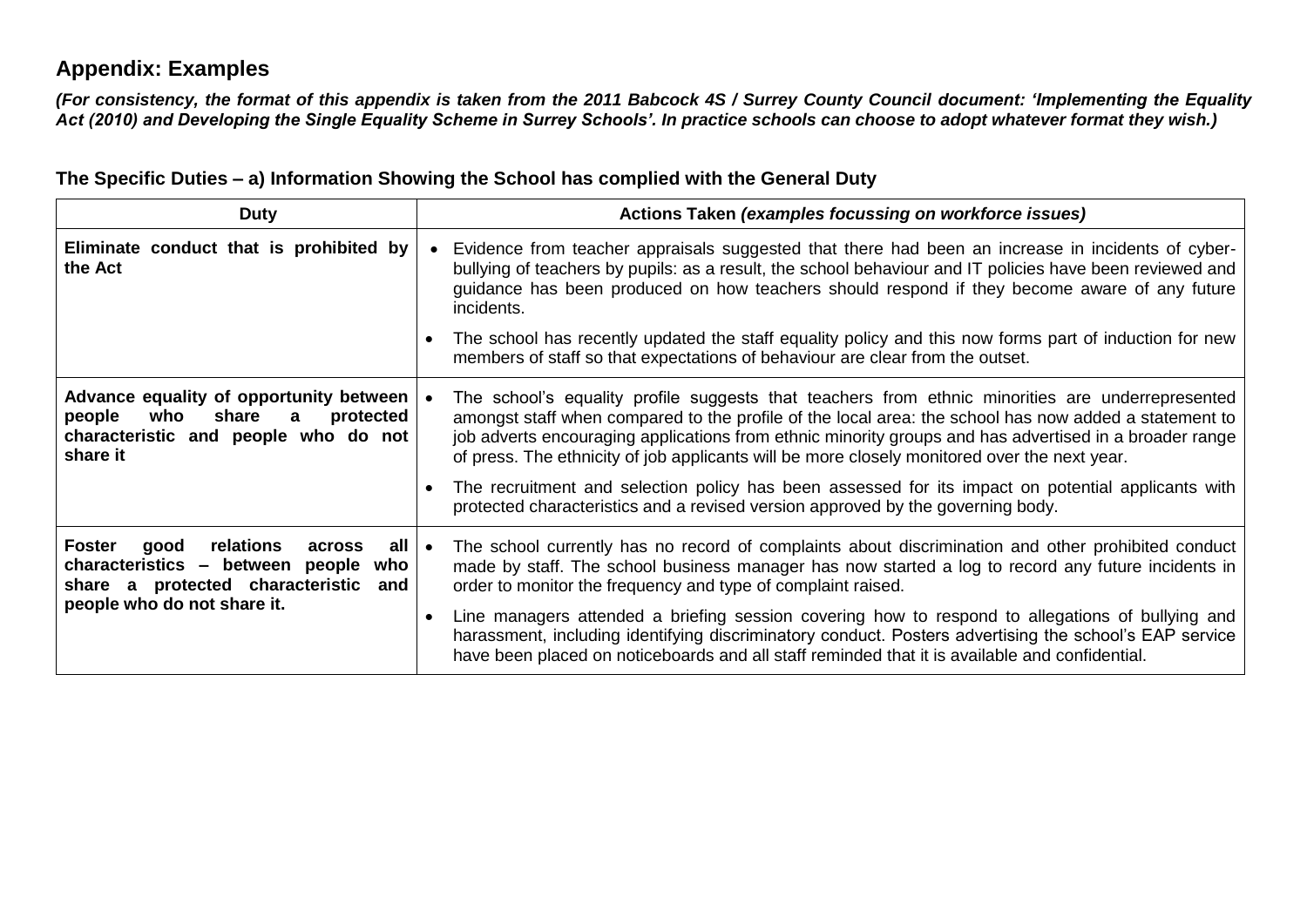## Appendix: Examples

***(For consistency, the format of this appendix is taken from the 2011 Babcock 4S / Surrey County Council document: 'Implementing the Equality Act (2010) and Developing the Single Equality Scheme in Surrey Schools'. In practice schools can choose to adopt whatever format they wish.)***

### The Specific Duties – a) Information Showing the School has complied with the General Duty

| Duty | Actions Taken *(examples focussing on workforce issues)* |
|---|---|
| **Eliminate conduct that is prohibited by the Act** | • Evidence from teacher appraisals suggested that there had been an increase in incidents of cyber-bullying of teachers by pupils: as a result, the school behaviour and IT policies have been reviewed and guidance has been produced on how teachers should respond if they become aware of any future incidents.<br>• The school has recently updated the staff equality policy and this now forms part of induction for new members of staff so that expectations of behaviour are clear from the outset. |
| **Advance equality of opportunity between people who share a protected characteristic and people who do not share it** | • The school's equality profile suggests that teachers from ethnic minorities are underrepresented amongst staff when compared to the profile of the local area: the school has now added a statement to job adverts encouraging applications from ethnic minority groups and has advertised in a broader range of press. The ethnicity of job applicants will be more closely monitored over the next year.<br>• The recruitment and selection policy has been assessed for its impact on potential applicants with protected characteristics and a revised version approved by the governing body. |
| **Foster good relations across all characteristics – between people who share a protected characteristic and people who do not share it.** | • The school currently has no record of complaints about discrimination and other prohibited conduct made by staff. The school business manager has now started a log to record any future incidents in order to monitor the frequency and type of complaint raised.<br>• Line managers attended a briefing session covering how to respond to allegations of bullying and harassment, including identifying discriminatory conduct. Posters advertising the school's EAP service have been placed on noticeboards and all staff reminded that it is available and confidential. |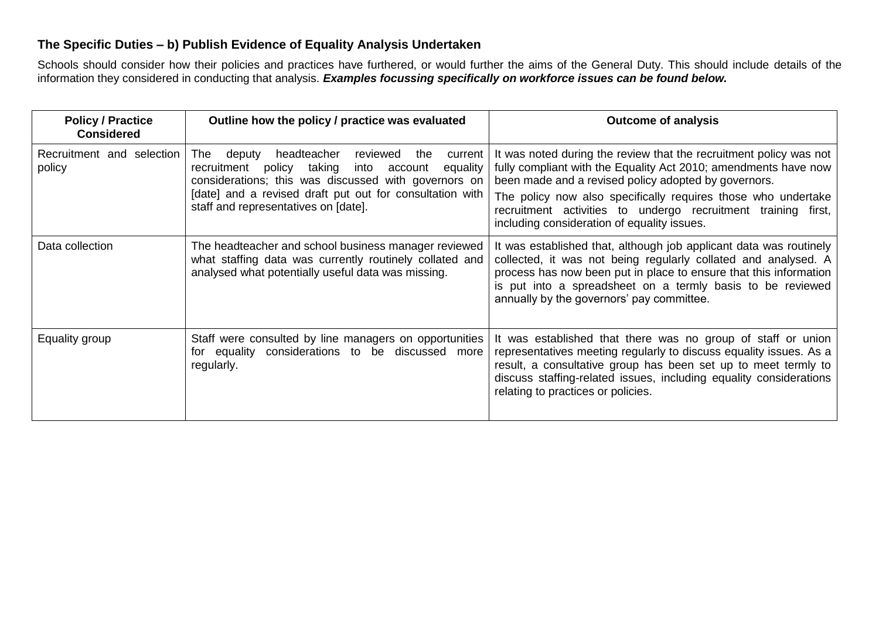### The Specific Duties – b) Publish Evidence of Equality Analysis Undertaken

Schools should consider how their policies and practices have furthered, or would further the aims of the General Duty. This should include details of the information they considered in conducting that analysis. ***Examples focussing specifically on workforce issues can be found below.***

| Policy / Practice Considered | Outline how the policy / practice was evaluated | Outcome of analysis |
|---|---|---|
| Recruitment and selection policy | The deputy headteacher reviewed the current recruitment policy taking into account equality considerations; this was discussed with governors on [date] and a revised draft put out for consultation with staff and representatives on [date]. | It was noted during the review that the recruitment policy was not fully compliant with the Equality Act 2010; amendments have now been made and a revised policy adopted by governors.<br><br>The policy now also specifically requires those who undertake recruitment activities to undergo recruitment training first, including consideration of equality issues. |
| Data collection | The headteacher and school business manager reviewed what staffing data was currently routinely collated and analysed what potentially useful data was missing. | It was established that, although job applicant data was routinely collected, it was not being regularly collated and analysed. A process has now been put in place to ensure that this information is put into a spreadsheet on a termly basis to be reviewed annually by the governors' pay committee. |
| Equality group | Staff were consulted by line managers on opportunities for equality considerations to be discussed more regularly. | It was established that there was no group of staff or union representatives meeting regularly to discuss equality issues. As a result, a consultative group has been set up to meet termly to discuss staffing-related issues, including equality considerations relating to practices or policies. |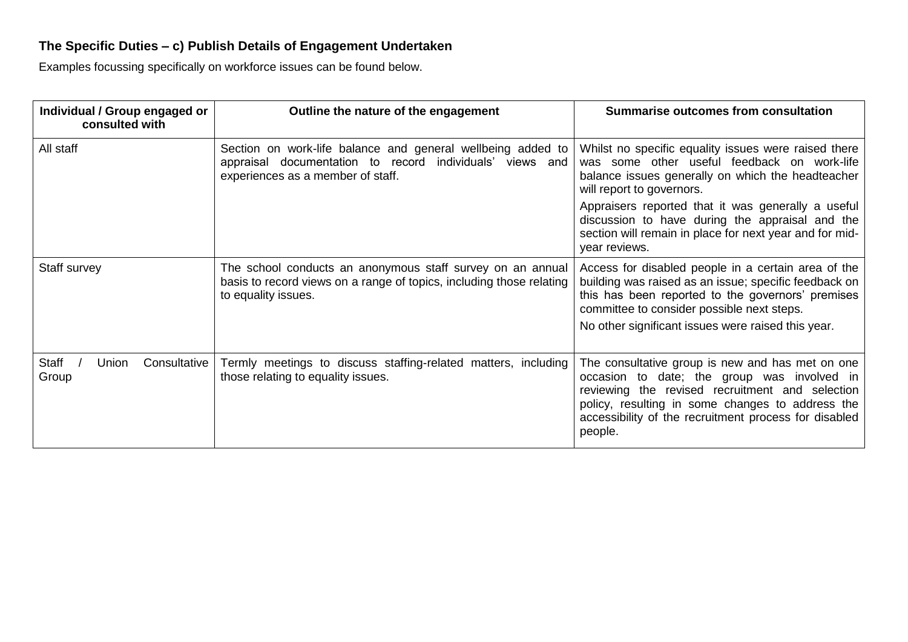### The Specific Duties – c) Publish Details of Engagement Undertaken

Examples focussing specifically on workforce issues can be found below.

| Individual / Group engaged or consulted with | Outline the nature of the engagement | Summarise outcomes from consultation |
|---|---|---|
| All staff | Section on work-life balance and general wellbeing added to appraisal documentation to record individuals' views and experiences as a member of staff. | Whilst no specific equality issues were raised there was some other useful feedback on work-life balance issues generally on which the headteacher will report to governors.<br><br>Appraisers reported that it was generally a useful discussion to have during the appraisal and the section will remain in place for next year and for mid-year reviews. |
| Staff survey | The school conducts an anonymous staff survey on an annual basis to record views on a range of topics, including those relating to equality issues. | Access for disabled people in a certain area of the building was raised as an issue; specific feedback on this has been reported to the governors' premises committee to consider possible next steps.<br><br>No other significant issues were raised this year. |
| Staff / Union Consultative Group | Termly meetings to discuss staffing-related matters, including those relating to equality issues. | The consultative group is new and has met on one occasion to date; the group was involved in reviewing the revised recruitment and selection policy, resulting in some changes to address the accessibility of the recruitment process for disabled people. |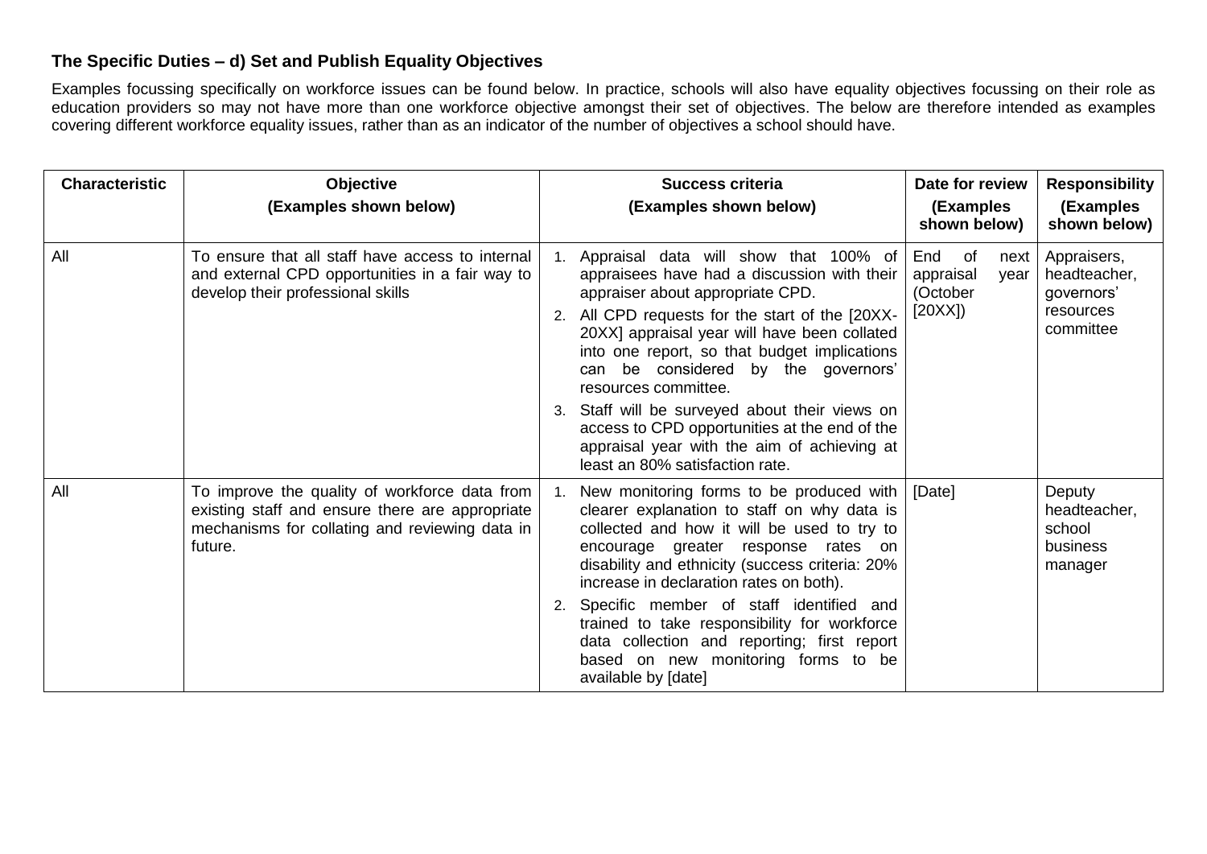### The Specific Duties – d) Set and Publish Equality Objectives

Examples focussing specifically on workforce issues can be found below. In practice, schools will also have equality objectives focussing on their role as education providers so may not have more than one workforce objective amongst their set of objectives. The below are therefore intended as examples covering different workforce equality issues, rather than as an indicator of the number of objectives a school should have.

| Characteristic | Objective (Examples shown below) | Success criteria (Examples shown below) | Date for review (Examples shown below) | Responsibility (Examples shown below) |
|---|---|---|---|---|
| All | To ensure that all staff have access to internal and external CPD opportunities in a fair way to develop their professional skills | 1. Appraisal data will show that 100% of appraisees have had a discussion with their appraiser about appropriate CPD.<br>2. All CPD requests for the start of the [20XX-20XX] appraisal year will have been collated into one report, so that budget implications can be considered by the governors' resources committee.<br>3. Staff will be surveyed about their views on access to CPD opportunities at the end of the appraisal year with the aim of achieving at least an 80% satisfaction rate. | End of next appraisal year (October [20XX]) | Appraisers, headteacher, governors' resources committee |
| All | To improve the quality of workforce data from existing staff and ensure there are appropriate mechanisms for collating and reviewing data in future. | 1. New monitoring forms to be produced with clearer explanation to staff on why data is collected and how it will be used to try to encourage greater response rates on disability and ethnicity (success criteria: 20% increase in declaration rates on both).<br>2. Specific member of staff identified and trained to take responsibility for workforce data collection and reporting; first report based on new monitoring forms to be available by [date] | [Date] | Deputy headteacher, school business manager |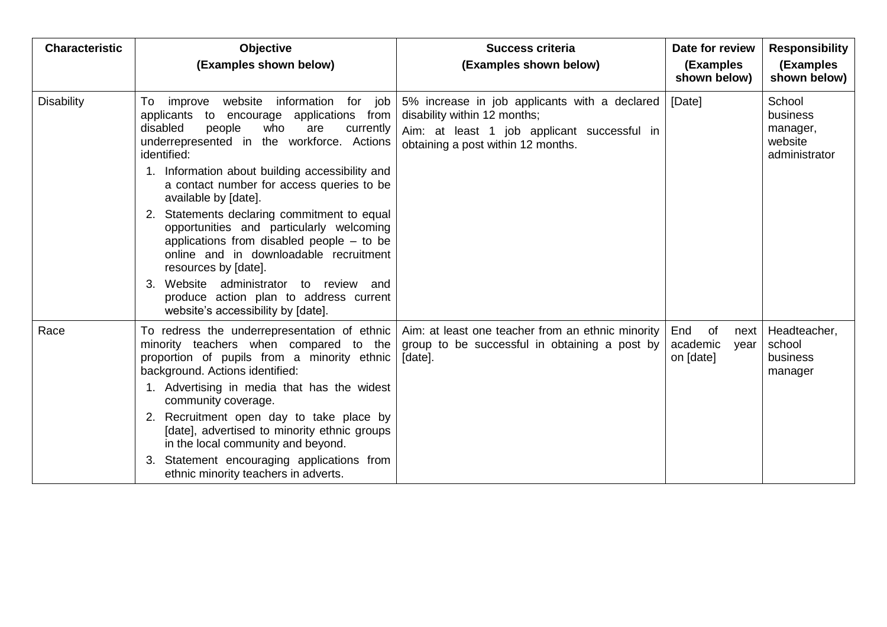| Characteristic | Objective<br>(Examples shown below) | Success criteria<br>(Examples shown below) | Date for review<br>(Examples shown below) | Responsibility<br>(Examples shown below) |
|---|---|---|---|---|
| Disability | To improve website information for job applicants to encourage applications from disabled people who are currently underrepresented in the workforce. Actions identified:<br>1. Information about building accessibility and a contact number for access queries to be available by [date].<br>2. Statements declaring commitment to equal opportunities and particularly welcoming applications from disabled people – to be online and in downloadable recruitment resources by [date].<br>3. Website administrator to review and produce action plan to address current website's accessibility by [date]. | 5% increase in job applicants with a declared disability within 12 months;<br>Aim: at least 1 job applicant successful in obtaining a post within 12 months. | [Date] | School business manager, website administrator |
| Race | To redress the underrepresentation of ethnic minority teachers when compared to the proportion of pupils from a minority ethnic background. Actions identified:<br>1. Advertising in media that has the widest community coverage.<br>2. Recruitment open day to take place by [date], advertised to minority ethnic groups in the local community and beyond.<br>3. Statement encouraging applications from ethnic minority teachers in adverts. | Aim: at least one teacher from an ethnic minority group to be successful in obtaining a post by [date]. | End of next academic year on [date] | Headteacher, school business manager |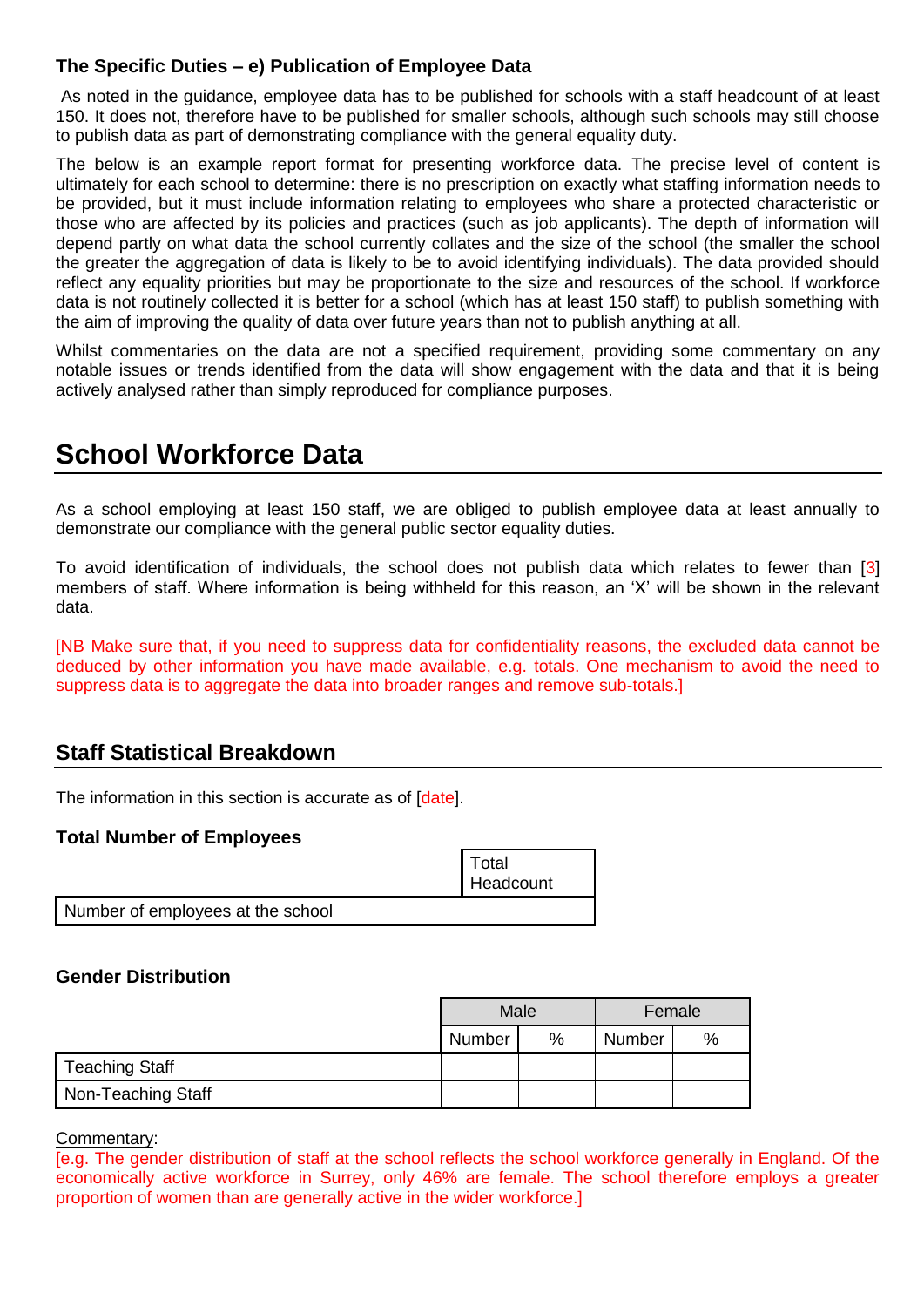**The Specific Duties – e) Publication of Employee Data**

As noted in the guidance, employee data has to be published for schools with a staff headcount of at least 150. It does not, therefore have to be published for smaller schools, although such schools may still choose to publish data as part of demonstrating compliance with the general equality duty.

The below is an example report format for presenting workforce data. The precise level of content is ultimately for each school to determine: there is no prescription on exactly what staffing information needs to be provided, but it must include information relating to employees who share a protected characteristic or those who are affected by its policies and practices (such as job applicants). The depth of information will depend partly on what data the school currently collates and the size of the school (the smaller the school the greater the aggregation of data is likely to be to avoid identifying individuals). The data provided should reflect any equality priorities but may be proportionate to the size and resources of the school. If workforce data is not routinely collected it is better for a school (which has at least 150 staff) to publish something with the aim of improving the quality of data over future years than not to publish anything at all.

Whilst commentaries on the data are not a specified requirement, providing some commentary on any notable issues or trends identified from the data will show engagement with the data and that it is being actively analysed rather than simply reproduced for compliance purposes.

# School Workforce Data

As a school employing at least 150 staff, we are obliged to publish employee data at least annually to demonstrate our compliance with the general public sector equality duties.

To avoid identification of individuals, the school does not publish data which relates to fewer than [3] members of staff. Where information is being withheld for this reason, an 'X' will be shown in the relevant data.

[NB Make sure that, if you need to suppress data for confidentiality reasons, the excluded data cannot be deduced by other information you have made available, e.g. totals. One mechanism to avoid the need to suppress data is to aggregate the data into broader ranges and remove sub-totals.]

## Staff Statistical Breakdown

The information in this section is accurate as of [date].

**Total Number of Employees**

| | Total Headcount |
|---|---|
| Number of employees at the school | |

**Gender Distribution**

| | Male | | Female | |
|---|---|---|---|---|
| | Number | % | Number | % |
| Teaching Staff | | | | |
| Non-Teaching Staff | | | | |

Commentary:
[e.g. The gender distribution of staff at the school reflects the school workforce generally in England. Of the economically active workforce in Surrey, only 46% are female. The school therefore employs a greater proportion of women than are generally active in the wider workforce.]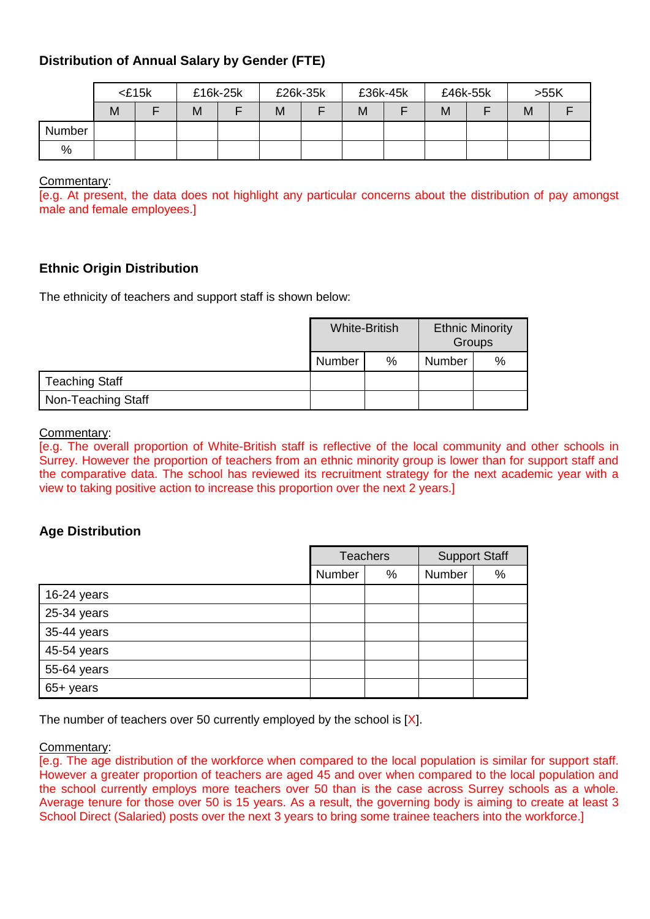### Distribution of Annual Salary by Gender (FTE)

| | <£15k | | £16k-25k | | £26k-35k | | £36k-45k | | £46k-55k | | >55K | |
|---|---|---|---|---|---|---|---|---|---|---|---|---|
| | M | F | M | F | M | F | M | F | M | F | M | F |
| Number | | | | | | | | | | | | |
| % | | | | | | | | | | | | |

Commentary:
[e.g. At present, the data does not highlight any particular concerns about the distribution of pay amongst male and female employees.]

### Ethnic Origin Distribution

The ethnicity of teachers and support staff is shown below:

| | White-British | | Ethnic Minority Groups | |
|---|---|---|---|---|
| | Number | % | Number | % |
| Teaching Staff | | | | |
| Non-Teaching Staff | | | | |

Commentary:
[e.g. The overall proportion of White-British staff is reflective of the local community and other schools in Surrey. However the proportion of teachers from an ethnic minority group is lower than for support staff and the comparative data. The school has reviewed its recruitment strategy for the next academic year with a view to taking positive action to increase this proportion over the next 2 years.]

### Age Distribution

| | Teachers | | Support Staff | |
|---|---|---|---|---|
| | Number | % | Number | % |
| 16-24 years | | | | |
| 25-34 years | | | | |
| 35-44 years | | | | |
| 45-54 years | | | | |
| 55-64 years | | | | |
| 65+ years | | | | |

The number of teachers over 50 currently employed by the school is [X].

Commentary:
[e.g. The age distribution of the workforce when compared to the local population is similar for support staff. However a greater proportion of teachers are aged 45 and over when compared to the local population and the school currently employs more teachers over 50 than is the case across Surrey schools as a whole. Average tenure for those over 50 is 15 years. As a result, the governing body is aiming to create at least 3 School Direct (Salaried) posts over the next 3 years to bring some trainee teachers into the workforce.]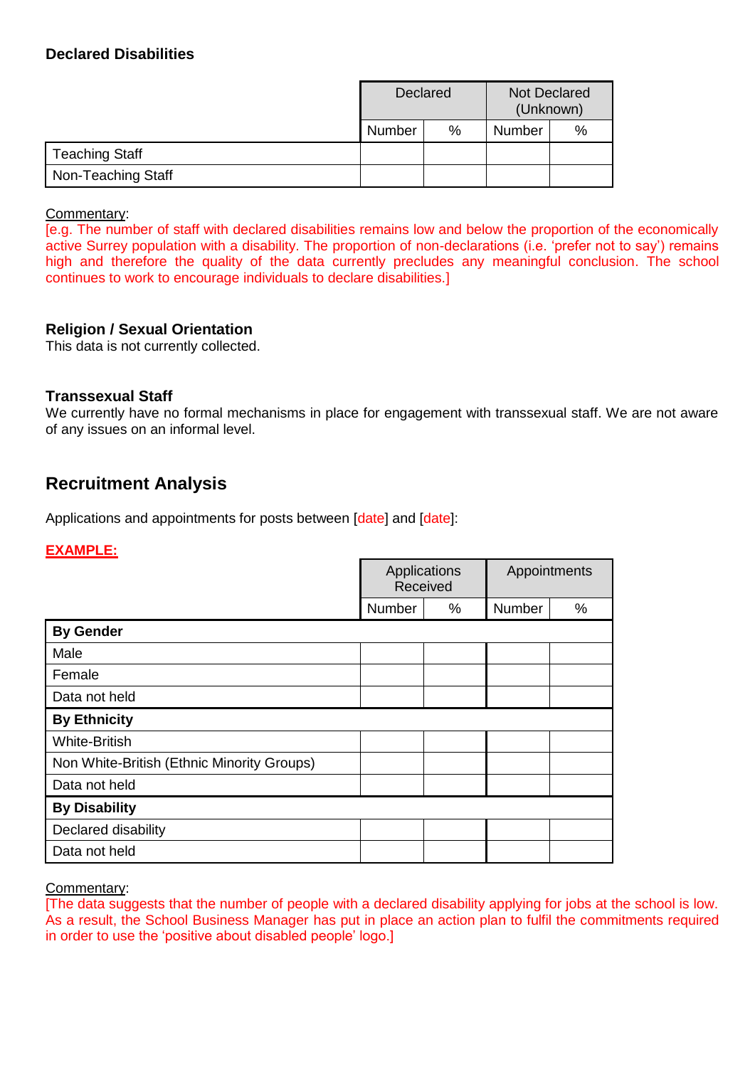### Declared Disabilities

| | Declared | | Not Declared (Unknown) | |
|---|---|---|---|---|
| | Number | % | Number | % |
| Teaching Staff | | | | |
| Non-Teaching Staff | | | | |

Commentary:
[e.g. The number of staff with declared disabilities remains low and below the proportion of the economically active Surrey population with a disability. The proportion of non-declarations (i.e. 'prefer not to say') remains high and therefore the quality of the data currently precludes any meaningful conclusion. The school continues to work to encourage individuals to declare disabilities.]

### Religion / Sexual Orientation

This data is not currently collected.

### Transsexual Staff

We currently have no formal mechanisms in place for engagement with transsexual staff. We are not aware of any issues on an informal level.

## Recruitment Analysis

Applications and appointments for posts between [date] and [date]:

**EXAMPLE:**

| | Applications Received | | Appointments | |
|---|---|---|---|---|
| | Number | % | Number | % |
| **By Gender** | | | | |
| Male | | | | |
| Female | | | | |
| Data not held | | | | |
| **By Ethnicity** | | | | |
| White-British | | | | |
| Non White-British (Ethnic Minority Groups) | | | | |
| Data not held | | | | |
| **By Disability** | | | | |
| Declared disability | | | | |
| Data not held | | | | |

Commentary:
[The data suggests that the number of people with a declared disability applying for jobs at the school is low. As a result, the School Business Manager has put in place an action plan to fulfil the commitments required in order to use the 'positive about disabled people' logo.]